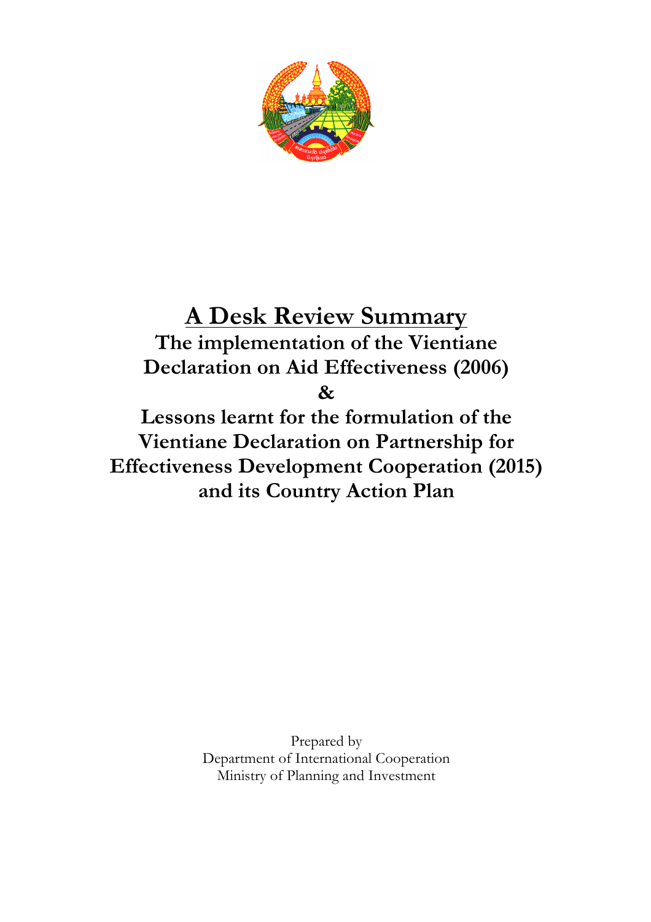# A Desk Review Summary

## The implementation of the Vientiane Declaration on Aid Effectiveness (2006)

## &

## Lessons learnt for the formulation of the Vientiane Declaration on Partnership for Effectiveness Development Cooperation (2015) and its Country Action Plan

Prepared by
Department of International Cooperation
Ministry of Planning and Investment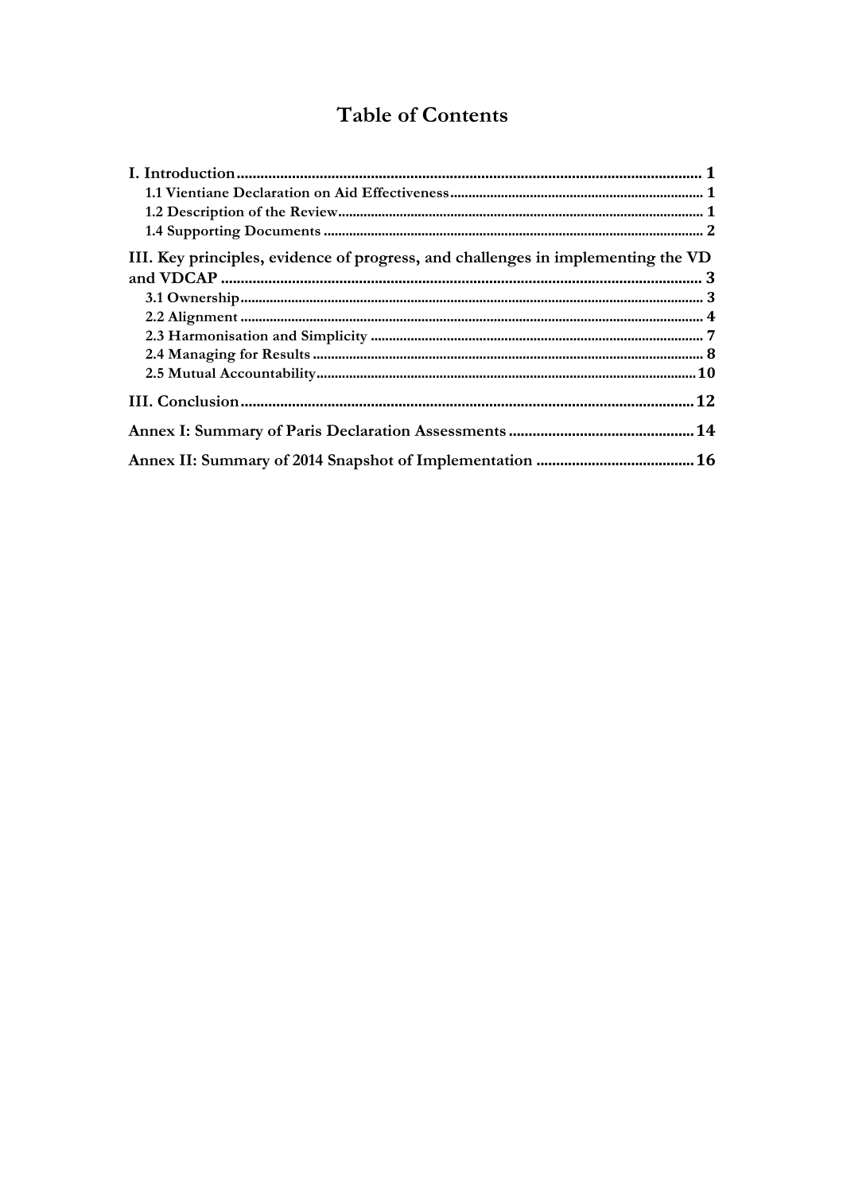# Table of Contents

I. Introduction ........................................................................................................... 1
- 1.1 Vientiane Declaration on Aid Effectiveness ........................................................ 1
- 1.2 Description of the Review ................................................................................... 1
- 1.4 Supporting Documents ........................................................................................ 2

III. Key principles, evidence of progress, and challenges in implementing the VD and VDCAP ........................................................................................................... 3
- 3.1 Ownership ............................................................................................................ 3
- 2.2 Alignment ............................................................................................................. 4
- 2.3 Harmonisation and Simplicity ............................................................................. 7
- 2.4 Managing for Results ........................................................................................... 8
- 2.5 Mutual Accountability ........................................................................................ 10

III. Conclusion ........................................................................................................ 12

Annex I: Summary of Paris Declaration Assessments ............................................ 14

Annex II: Summary of 2014 Snapshot of Implementation ..................................... 16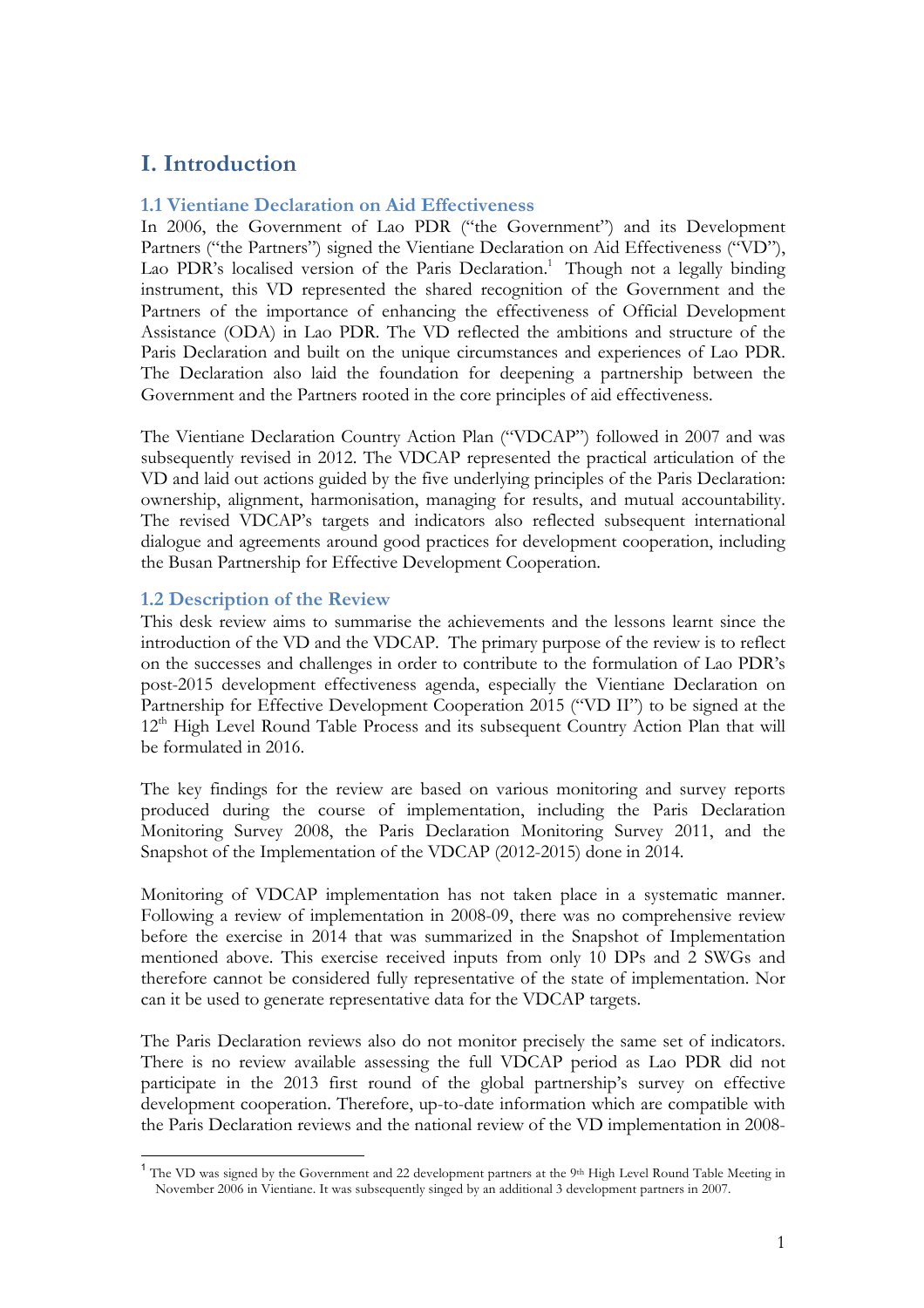# I. Introduction

## 1.1 Vientiane Declaration on Aid Effectiveness

In 2006, the Government of Lao PDR ("the Government") and its Development Partners ("the Partners") signed the Vientiane Declaration on Aid Effectiveness ("VD"), Lao PDR's localised version of the Paris Declaration.[1] Though not a legally binding instrument, this VD represented the shared recognition of the Government and the Partners of the importance of enhancing the effectiveness of Official Development Assistance (ODA) in Lao PDR. The VD reflected the ambitions and structure of the Paris Declaration and built on the unique circumstances and experiences of Lao PDR. The Declaration also laid the foundation for deepening a partnership between the Government and the Partners rooted in the core principles of aid effectiveness.

The Vientiane Declaration Country Action Plan ("VDCAP") followed in 2007 and was subsequently revised in 2012. The VDCAP represented the practical articulation of the VD and laid out actions guided by the five underlying principles of the Paris Declaration: ownership, alignment, harmonisation, managing for results, and mutual accountability. The revised VDCAP's targets and indicators also reflected subsequent international dialogue and agreements around good practices for development cooperation, including the Busan Partnership for Effective Development Cooperation.

## 1.2 Description of the Review

This desk review aims to summarise the achievements and the lessons learnt since the introduction of the VD and the VDCAP. The primary purpose of the review is to reflect on the successes and challenges in order to contribute to the formulation of Lao PDR's post-2015 development effectiveness agenda, especially the Vientiane Declaration on Partnership for Effective Development Cooperation 2015 ("VD II") to be signed at the 12th High Level Round Table Process and its subsequent Country Action Plan that will be formulated in 2016.

The key findings for the review are based on various monitoring and survey reports produced during the course of implementation, including the Paris Declaration Monitoring Survey 2008, the Paris Declaration Monitoring Survey 2011, and the Snapshot of the Implementation of the VDCAP (2012-2015) done in 2014.

Monitoring of VDCAP implementation has not taken place in a systematic manner. Following a review of implementation in 2008-09, there was no comprehensive review before the exercise in 2014 that was summarized in the Snapshot of Implementation mentioned above. This exercise received inputs from only 10 DPs and 2 SWGs and therefore cannot be considered fully representative of the state of implementation. Nor can it be used to generate representative data for the VDCAP targets.

The Paris Declaration reviews also do not monitor precisely the same set of indicators. There is no review available assessing the full VDCAP period as Lao PDR did not participate in the 2013 first round of the global partnership's survey on effective development cooperation. Therefore, up-to-date information which are compatible with the Paris Declaration reviews and the national review of the VD implementation in 2008-

[1] The VD was signed by the Government and 22 development partners at the 9th High Level Round Table Meeting in November 2006 in Vientiane. It was subsequently singed by an additional 3 development partners in 2007.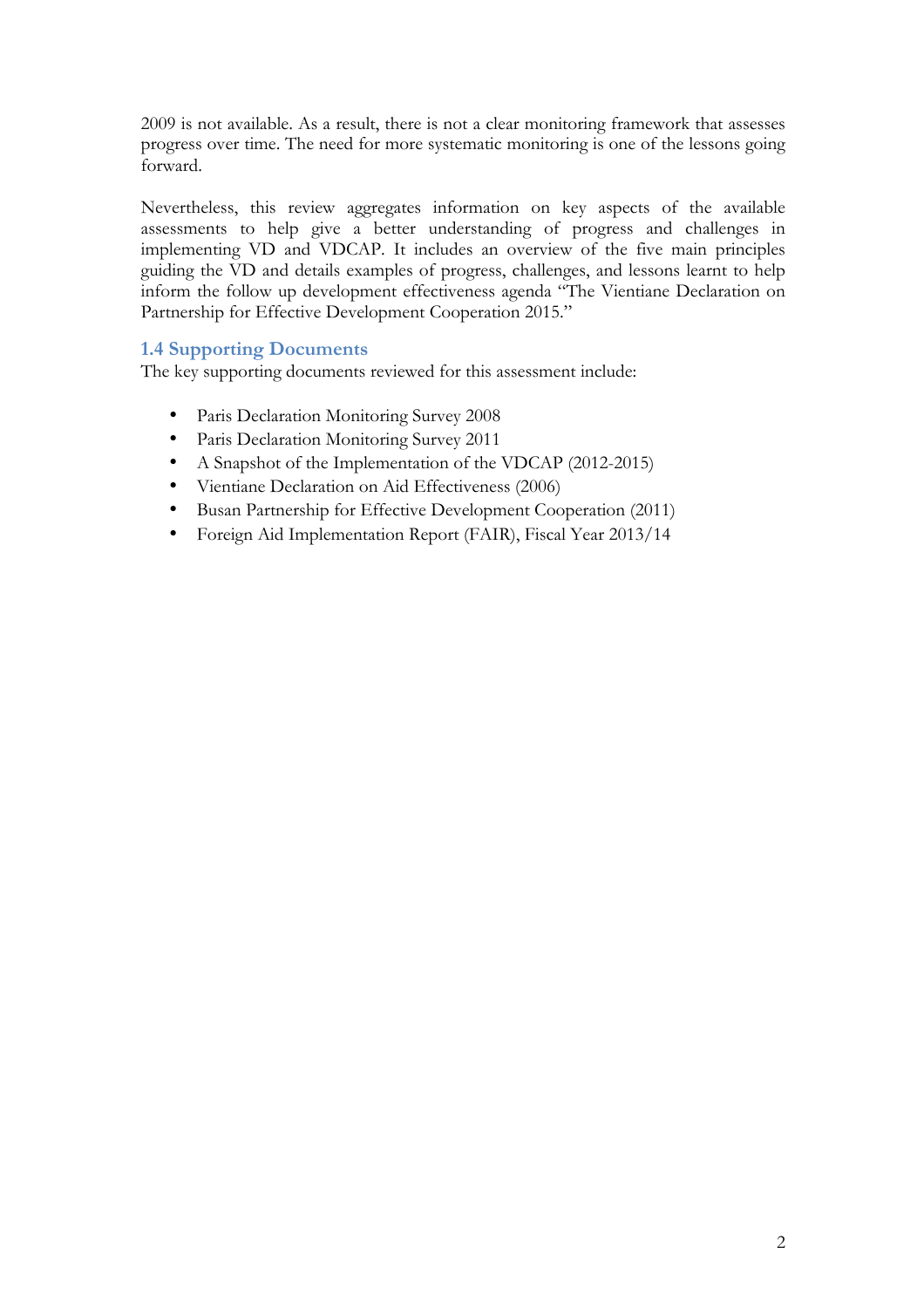2009 is not available. As a result, there is not a clear monitoring framework that assesses progress over time. The need for more systematic monitoring is one of the lessons going forward.

Nevertheless, this review aggregates information on key aspects of the available assessments to help give a better understanding of progress and challenges in implementing VD and VDCAP. It includes an overview of the five main principles guiding the VD and details examples of progress, challenges, and lessons learnt to help inform the follow up development effectiveness agenda "The Vientiane Declaration on Partnership for Effective Development Cooperation 2015."

### 1.4 Supporting Documents

The key supporting documents reviewed for this assessment include:

- Paris Declaration Monitoring Survey 2008
- Paris Declaration Monitoring Survey 2011
- A Snapshot of the Implementation of the VDCAP (2012-2015)
- Vientiane Declaration on Aid Effectiveness (2006)
- Busan Partnership for Effective Development Cooperation (2011)
- Foreign Aid Implementation Report (FAIR), Fiscal Year 2013/14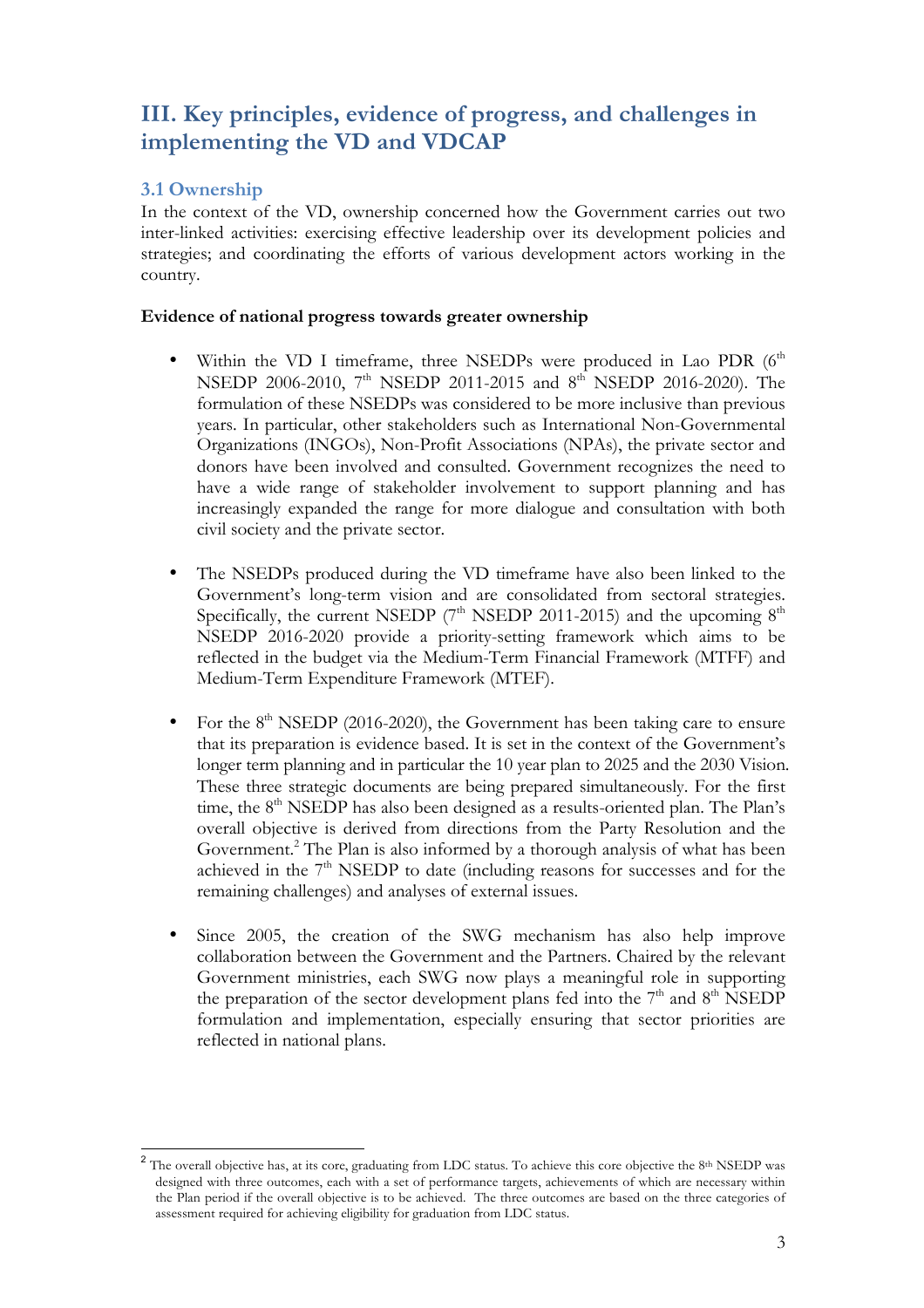## III. Key principles, evidence of progress, and challenges in implementing the VD and VDCAP

### 3.1 Ownership

In the context of the VD, ownership concerned how the Government carries out two inter-linked activities: exercising effective leadership over its development policies and strategies; and coordinating the efforts of various development actors working in the country.

**Evidence of national progress towards greater ownership**

- Within the VD I timeframe, three NSEDPs were produced in Lao PDR (6th NSEDP 2006-2010, 7th NSEDP 2011-2015 and 8th NSEDP 2016-2020). The formulation of these NSEDPs was considered to be more inclusive than previous years. In particular, other stakeholders such as International Non-Governmental Organizations (INGOs), Non-Profit Associations (NPAs), the private sector and donors have been involved and consulted. Government recognizes the need to have a wide range of stakeholder involvement to support planning and has increasingly expanded the range for more dialogue and consultation with both civil society and the private sector.

- The NSEDPs produced during the VD timeframe have also been linked to the Government's long-term vision and are consolidated from sectoral strategies. Specifically, the current NSEDP (7th NSEDP 2011-2015) and the upcoming 8th NSEDP 2016-2020 provide a priority-setting framework which aims to be reflected in the budget via the Medium-Term Financial Framework (MTFF) and Medium-Term Expenditure Framework (MTEF).

- For the 8th NSEDP (2016-2020), the Government has been taking care to ensure that its preparation is evidence based. It is set in the context of the Government's longer term planning and in particular the 10 year plan to 2025 and the 2030 Vision. These three strategic documents are being prepared simultaneously. For the first time, the 8th NSEDP has also been designed as a results-oriented plan. The Plan's overall objective is derived from directions from the Party Resolution and the Government.[2] The Plan is also informed by a thorough analysis of what has been achieved in the 7th NSEDP to date (including reasons for successes and for the remaining challenges) and analyses of external issues.

- Since 2005, the creation of the SWG mechanism has also help improve collaboration between the Government and the Partners. Chaired by the relevant Government ministries, each SWG now plays a meaningful role in supporting the preparation of the sector development plans fed into the 7th and 8th NSEDP formulation and implementation, especially ensuring that sector priorities are reflected in national plans.

[2] The overall objective has, at its core, graduating from LDC status. To achieve this core objective the 8th NSEDP was designed with three outcomes, each with a set of performance targets, achievements of which are necessary within the Plan period if the overall objective is to be achieved. The three outcomes are based on the three categories of assessment required for achieving eligibility for graduation from LDC status.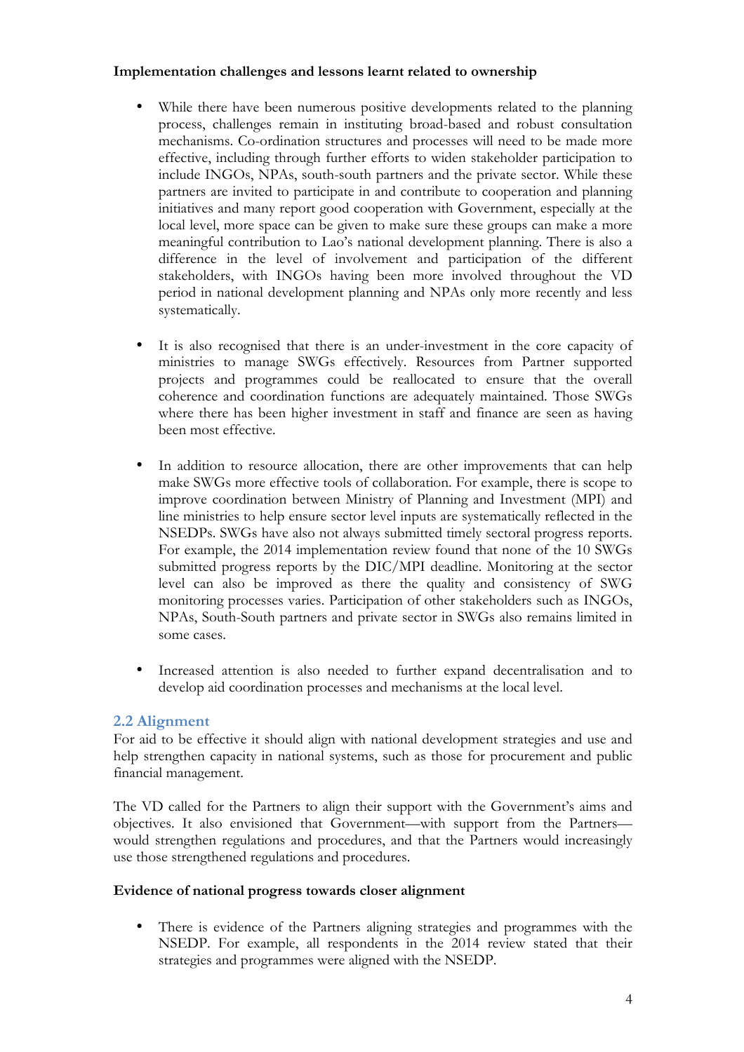**Implementation challenges and lessons learnt related to ownership**

- While there have been numerous positive developments related to the planning process, challenges remain in instituting broad-based and robust consultation mechanisms. Co-ordination structures and processes will need to be made more effective, including through further efforts to widen stakeholder participation to include INGOs, NPAs, south-south partners and the private sector. While these partners are invited to participate in and contribute to cooperation and planning initiatives and many report good cooperation with Government, especially at the local level, more space can be given to make sure these groups can make a more meaningful contribution to Lao's national development planning. There is also a difference in the level of involvement and participation of the different stakeholders, with INGOs having been more involved throughout the VD period in national development planning and NPAs only more recently and less systematically.

- It is also recognised that there is an under-investment in the core capacity of ministries to manage SWGs effectively. Resources from Partner supported projects and programmes could be reallocated to ensure that the overall coherence and coordination functions are adequately maintained. Those SWGs where there has been higher investment in staff and finance are seen as having been most effective.

- In addition to resource allocation, there are other improvements that can help make SWGs more effective tools of collaboration. For example, there is scope to improve coordination between Ministry of Planning and Investment (MPI) and line ministries to help ensure sector level inputs are systematically reflected in the NSEDPs. SWGs have also not always submitted timely sectoral progress reports. For example, the 2014 implementation review found that none of the 10 SWGs submitted progress reports by the DIC/MPI deadline. Monitoring at the sector level can also be improved as there the quality and consistency of SWG monitoring processes varies. Participation of other stakeholders such as INGOs, NPAs, South-South partners and private sector in SWGs also remains limited in some cases.

- Increased attention is also needed to further expand decentralisation and to develop aid coordination processes and mechanisms at the local level.

## 2.2 Alignment

For aid to be effective it should align with national development strategies and use and help strengthen capacity in national systems, such as those for procurement and public financial management.

The VD called for the Partners to align their support with the Government's aims and objectives. It also envisioned that Government—with support from the Partners—would strengthen regulations and procedures, and that the Partners would increasingly use those strengthened regulations and procedures.

**Evidence of national progress towards closer alignment**

- There is evidence of the Partners aligning strategies and programmes with the NSEDP. For example, all respondents in the 2014 review stated that their strategies and programmes were aligned with the NSEDP.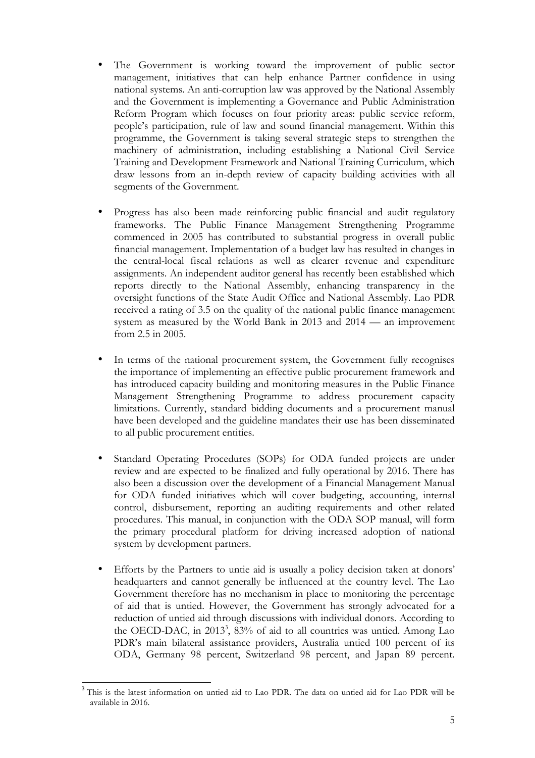- The Government is working toward the improvement of public sector management, initiatives that can help enhance Partner confidence in using national systems. An anti-corruption law was approved by the National Assembly and the Government is implementing a Governance and Public Administration Reform Program which focuses on four priority areas: public service reform, people's participation, rule of law and sound financial management. Within this programme, the Government is taking several strategic steps to strengthen the machinery of administration, including establishing a National Civil Service Training and Development Framework and National Training Curriculum, which draw lessons from an in-depth review of capacity building activities with all segments of the Government.

- Progress has also been made reinforcing public financial and audit regulatory frameworks. The Public Finance Management Strengthening Programme commenced in 2005 has contributed to substantial progress in overall public financial management. Implementation of a budget law has resulted in changes in the central-local fiscal relations as well as clearer revenue and expenditure assignments. An independent auditor general has recently been established which reports directly to the National Assembly, enhancing transparency in the oversight functions of the State Audit Office and National Assembly. Lao PDR received a rating of 3.5 on the quality of the national public finance management system as measured by the World Bank in 2013 and 2014 — an improvement from 2.5 in 2005.

- In terms of the national procurement system, the Government fully recognises the importance of implementing an effective public procurement framework and has introduced capacity building and monitoring measures in the Public Finance Management Strengthening Programme to address procurement capacity limitations. Currently, standard bidding documents and a procurement manual have been developed and the guideline mandates their use has been disseminated to all public procurement entities.

- Standard Operating Procedures (SOPs) for ODA funded projects are under review and are expected to be finalized and fully operational by 2016. There has also been a discussion over the development of a Financial Management Manual for ODA funded initiatives which will cover budgeting, accounting, internal control, disbursement, reporting an auditing requirements and other related procedures. This manual, in conjunction with the ODA SOP manual, will form the primary procedural platform for driving increased adoption of national system by development partners.

- Efforts by the Partners to untie aid is usually a policy decision taken at donors' headquarters and cannot generally be influenced at the country level. The Lao Government therefore has no mechanism in place to monitoring the percentage of aid that is untied. However, the Government has strongly advocated for a reduction of untied aid through discussions with individual donors. According to the OECD-DAC, in 2013[3], 83% of aid to all countries was untied. Among Lao PDR's main bilateral assistance providers, Australia untied 100 percent of its ODA, Germany 98 percent, Switzerland 98 percent, and Japan 89 percent.

---

[3] This is the latest information on untied aid to Lao PDR. The data on untied aid for Lao PDR will be available in 2016.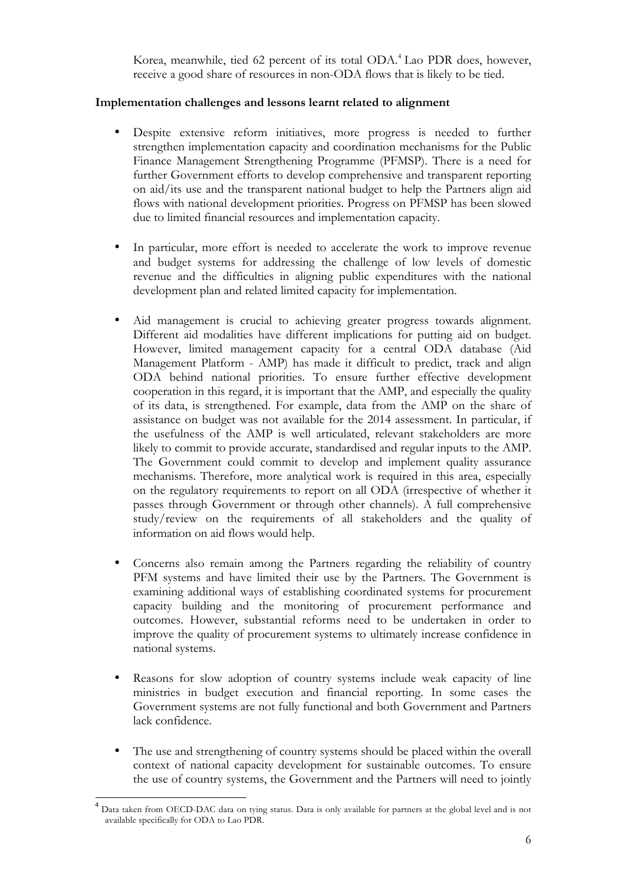Korea, meanwhile, tied 62 percent of its total ODA.[4] Lao PDR does, however, receive a good share of resources in non-ODA flows that is likely to be tied.

**Implementation challenges and lessons learnt related to alignment**

- Despite extensive reform initiatives, more progress is needed to further strengthen implementation capacity and coordination mechanisms for the Public Finance Management Strengthening Programme (PFMSP). There is a need for further Government efforts to develop comprehensive and transparent reporting on aid/its use and the transparent national budget to help the Partners align aid flows with national development priorities. Progress on PFMSP has been slowed due to limited financial resources and implementation capacity.

- In particular, more effort is needed to accelerate the work to improve revenue and budget systems for addressing the challenge of low levels of domestic revenue and the difficulties in aligning public expenditures with the national development plan and related limited capacity for implementation.

- Aid management is crucial to achieving greater progress towards alignment. Different aid modalities have different implications for putting aid on budget. However, limited management capacity for a central ODA database (Aid Management Platform - AMP) has made it difficult to predict, track and align ODA behind national priorities. To ensure further effective development cooperation in this regard, it is important that the AMP, and especially the quality of its data, is strengthened. For example, data from the AMP on the share of assistance on budget was not available for the 2014 assessment. In particular, if the usefulness of the AMP is well articulated, relevant stakeholders are more likely to commit to provide accurate, standardised and regular inputs to the AMP. The Government could commit to develop and implement quality assurance mechanisms. Therefore, more analytical work is required in this area, especially on the regulatory requirements to report on all ODA (irrespective of whether it passes through Government or through other channels). A full comprehensive study/review on the requirements of all stakeholders and the quality of information on aid flows would help.

- Concerns also remain among the Partners regarding the reliability of country PFM systems and have limited their use by the Partners. The Government is examining additional ways of establishing coordinated systems for procurement capacity building and the monitoring of procurement performance and outcomes. However, substantial reforms need to be undertaken in order to improve the quality of procurement systems to ultimately increase confidence in national systems.

- Reasons for slow adoption of country systems include weak capacity of line ministries in budget execution and financial reporting. In some cases the Government systems are not fully functional and both Government and Partners lack confidence.

- The use and strengthening of country systems should be placed within the overall context of national capacity development for sustainable outcomes. To ensure the use of country systems, the Government and the Partners will need to jointly

[4] Data taken from OECD-DAC data on tying status. Data is only available for partners at the global level and is not available specifically for ODA to Lao PDR.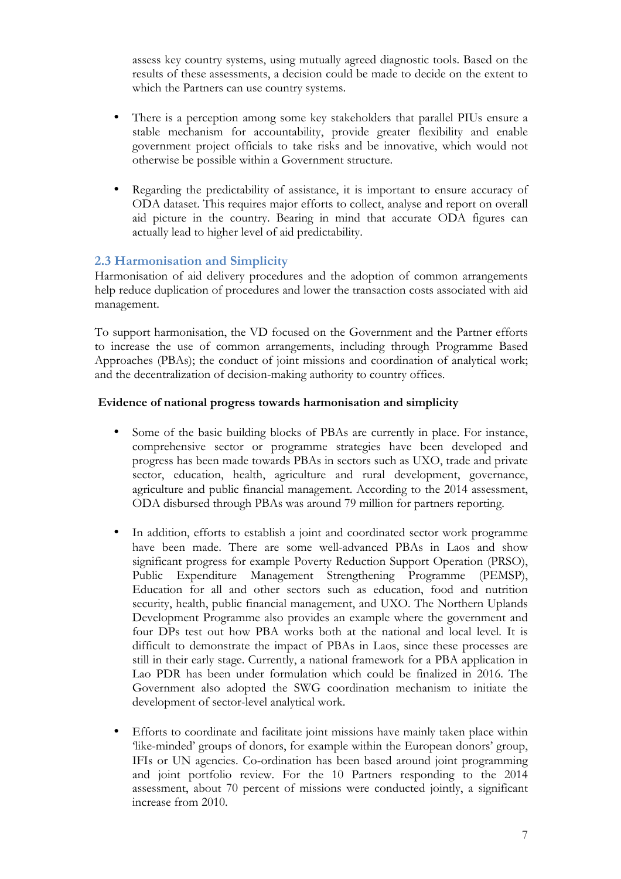assess key country systems, using mutually agreed diagnostic tools. Based on the results of these assessments, a decision could be made to decide on the extent to which the Partners can use country systems.

- There is a perception among some key stakeholders that parallel PIUs ensure a stable mechanism for accountability, provide greater flexibility and enable government project officials to take risks and be innovative, which would not otherwise be possible within a Government structure.

- Regarding the predictability of assistance, it is important to ensure accuracy of ODA dataset. This requires major efforts to collect, analyse and report on overall aid picture in the country. Bearing in mind that accurate ODA figures can actually lead to higher level of aid predictability.

### 2.3 Harmonisation and Simplicity

Harmonisation of aid delivery procedures and the adoption of common arrangements help reduce duplication of procedures and lower the transaction costs associated with aid management.

To support harmonisation, the VD focused on the Government and the Partner efforts to increase the use of common arrangements, including through Programme Based Approaches (PBAs); the conduct of joint missions and coordination of analytical work; and the decentralization of decision-making authority to country offices.

**Evidence of national progress towards harmonisation and simplicity**

- Some of the basic building blocks of PBAs are currently in place. For instance, comprehensive sector or programme strategies have been developed and progress has been made towards PBAs in sectors such as UXO, trade and private sector, education, health, agriculture and rural development, governance, agriculture and public financial management. According to the 2014 assessment, ODA disbursed through PBAs was around 79 million for partners reporting.

- In addition, efforts to establish a joint and coordinated sector work programme have been made. There are some well-advanced PBAs in Laos and show significant progress for example Poverty Reduction Support Operation (PRSO), Public Expenditure Management Strengthening Programme (PEMSP), Education for all and other sectors such as education, food and nutrition security, health, public financial management, and UXO. The Northern Uplands Development Programme also provides an example where the government and four DPs test out how PBA works both at the national and local level. It is difficult to demonstrate the impact of PBAs in Laos, since these processes are still in their early stage. Currently, a national framework for a PBA application in Lao PDR has been under formulation which could be finalized in 2016. The Government also adopted the SWG coordination mechanism to initiate the development of sector-level analytical work.

- Efforts to coordinate and facilitate joint missions have mainly taken place within 'like-minded' groups of donors, for example within the European donors' group, IFIs or UN agencies. Co-ordination has been based around joint programming and joint portfolio review. For the 10 Partners responding to the 2014 assessment, about 70 percent of missions were conducted jointly, a significant increase from 2010.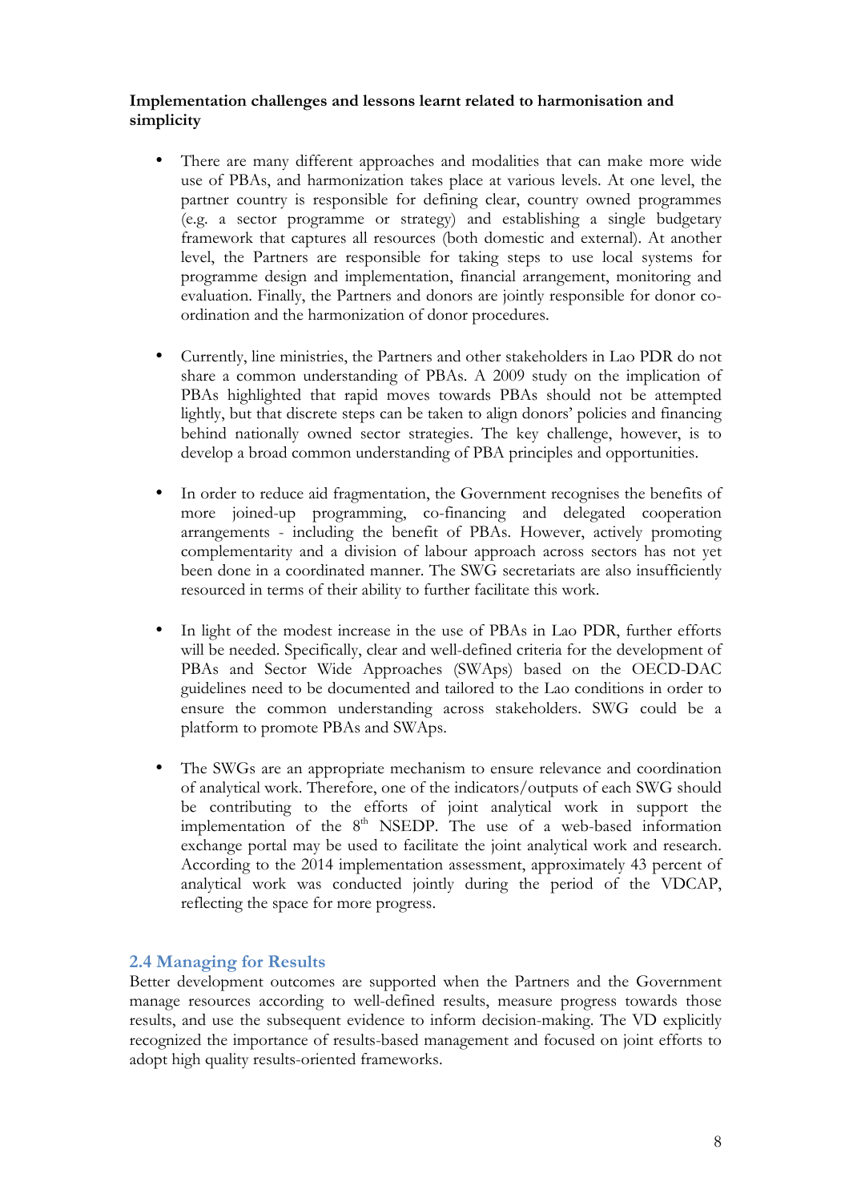**Implementation challenges and lessons learnt related to harmonisation and simplicity**

- There are many different approaches and modalities that can make more wide use of PBAs, and harmonization takes place at various levels. At one level, the partner country is responsible for defining clear, country owned programmes (e.g. a sector programme or strategy) and establishing a single budgetary framework that captures all resources (both domestic and external). At another level, the Partners are responsible for taking steps to use local systems for programme design and implementation, financial arrangement, monitoring and evaluation. Finally, the Partners and donors are jointly responsible for donor co-ordination and the harmonization of donor procedures.

- Currently, line ministries, the Partners and other stakeholders in Lao PDR do not share a common understanding of PBAs. A 2009 study on the implication of PBAs highlighted that rapid moves towards PBAs should not be attempted lightly, but that discrete steps can be taken to align donors' policies and financing behind nationally owned sector strategies. The key challenge, however, is to develop a broad common understanding of PBA principles and opportunities.

- In order to reduce aid fragmentation, the Government recognises the benefits of more joined-up programming, co-financing and delegated cooperation arrangements - including the benefit of PBAs. However, actively promoting complementarity and a division of labour approach across sectors has not yet been done in a coordinated manner. The SWG secretariats are also insufficiently resourced in terms of their ability to further facilitate this work.

- In light of the modest increase in the use of PBAs in Lao PDR, further efforts will be needed. Specifically, clear and well-defined criteria for the development of PBAs and Sector Wide Approaches (SWAps) based on the OECD-DAC guidelines need to be documented and tailored to the Lao conditions in order to ensure the common understanding across stakeholders. SWG could be a platform to promote PBAs and SWAps.

- The SWGs are an appropriate mechanism to ensure relevance and coordination of analytical work. Therefore, one of the indicators/outputs of each SWG should be contributing to the efforts of joint analytical work in support the implementation of the 8th NSEDP. The use of a web-based information exchange portal may be used to facilitate the joint analytical work and research. According to the 2014 implementation assessment, approximately 43 percent of analytical work was conducted jointly during the period of the VDCAP, reflecting the space for more progress.

## 2.4 Managing for Results

Better development outcomes are supported when the Partners and the Government manage resources according to well-defined results, measure progress towards those results, and use the subsequent evidence to inform decision-making. The VD explicitly recognized the importance of results-based management and focused on joint efforts to adopt high quality results-oriented frameworks.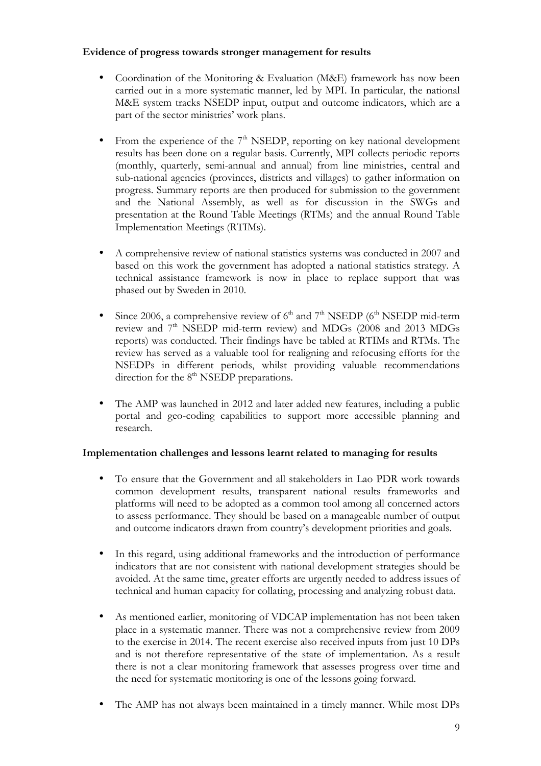**Evidence of progress towards stronger management for results**

- Coordination of the Monitoring & Evaluation (M&E) framework has now been carried out in a more systematic manner, led by MPI. In particular, the national M&E system tracks NSEDP input, output and outcome indicators, which are a part of the sector ministries' work plans.

- From the experience of the 7th NSEDP, reporting on key national development results has been done on a regular basis. Currently, MPI collects periodic reports (monthly, quarterly, semi-annual and annual) from line ministries, central and sub-national agencies (provinces, districts and villages) to gather information on progress. Summary reports are then produced for submission to the government and the National Assembly, as well as for discussion in the SWGs and presentation at the Round Table Meetings (RTMs) and the annual Round Table Implementation Meetings (RTIMs).

- A comprehensive review of national statistics systems was conducted in 2007 and based on this work the government has adopted a national statistics strategy. A technical assistance framework is now in place to replace support that was phased out by Sweden in 2010.

- Since 2006, a comprehensive review of 6th and 7th NSEDP (6th NSEDP mid-term review and 7th NSEDP mid-term review) and MDGs (2008 and 2013 MDGs reports) was conducted. Their findings have be tabled at RTIMs and RTMs. The review has served as a valuable tool for realigning and refocusing efforts for the NSEDPs in different periods, whilst providing valuable recommendations direction for the 8th NSEDP preparations.

- The AMP was launched in 2012 and later added new features, including a public portal and geo-coding capabilities to support more accessible planning and research.

**Implementation challenges and lessons learnt related to managing for results**

- To ensure that the Government and all stakeholders in Lao PDR work towards common development results, transparent national results frameworks and platforms will need to be adopted as a common tool among all concerned actors to assess performance. They should be based on a manageable number of output and outcome indicators drawn from country's development priorities and goals.

- In this regard, using additional frameworks and the introduction of performance indicators that are not consistent with national development strategies should be avoided. At the same time, greater efforts are urgently needed to address issues of technical and human capacity for collating, processing and analyzing robust data.

- As mentioned earlier, monitoring of VDCAP implementation has not been taken place in a systematic manner. There was not a comprehensive review from 2009 to the exercise in 2014. The recent exercise also received inputs from just 10 DPs and is not therefore representative of the state of implementation. As a result there is not a clear monitoring framework that assesses progress over time and the need for systematic monitoring is one of the lessons going forward.

- The AMP has not always been maintained in a timely manner. While most DPs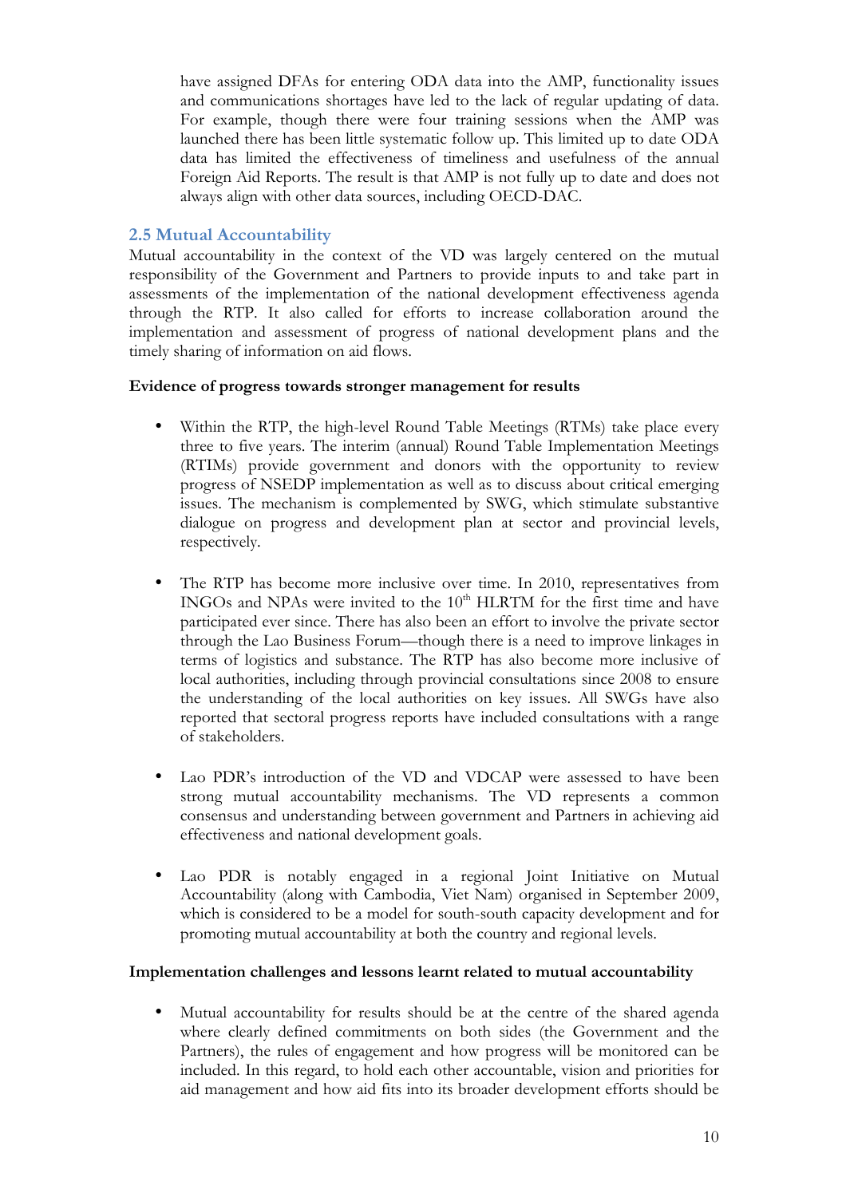have assigned DFAs for entering ODA data into the AMP, functionality issues and communications shortages have led to the lack of regular updating of data. For example, though there were four training sessions when the AMP was launched there has been little systematic follow up. This limited up to date ODA data has limited the effectiveness of timeliness and usefulness of the annual Foreign Aid Reports. The result is that AMP is not fully up to date and does not always align with other data sources, including OECD-DAC.

## 2.5 Mutual Accountability

Mutual accountability in the context of the VD was largely centered on the mutual responsibility of the Government and Partners to provide inputs to and take part in assessments of the implementation of the national development effectiveness agenda through the RTP. It also called for efforts to increase collaboration around the implementation and assessment of progress of national development plans and the timely sharing of information on aid flows.

**Evidence of progress towards stronger management for results**

- Within the RTP, the high-level Round Table Meetings (RTMs) take place every three to five years. The interim (annual) Round Table Implementation Meetings (RTIMs) provide government and donors with the opportunity to review progress of NSEDP implementation as well as to discuss about critical emerging issues. The mechanism is complemented by SWG, which stimulate substantive dialogue on progress and development plan at sector and provincial levels, respectively.

- The RTP has become more inclusive over time. In 2010, representatives from INGOs and NPAs were invited to the 10th HLRTM for the first time and have participated ever since. There has also been an effort to involve the private sector through the Lao Business Forum—though there is a need to improve linkages in terms of logistics and substance. The RTP has also become more inclusive of local authorities, including through provincial consultations since 2008 to ensure the understanding of the local authorities on key issues. All SWGs have also reported that sectoral progress reports have included consultations with a range of stakeholders.

- Lao PDR's introduction of the VD and VDCAP were assessed to have been strong mutual accountability mechanisms. The VD represents a common consensus and understanding between government and Partners in achieving aid effectiveness and national development goals.

- Lao PDR is notably engaged in a regional Joint Initiative on Mutual Accountability (along with Cambodia, Viet Nam) organised in September 2009, which is considered to be a model for south-south capacity development and for promoting mutual accountability at both the country and regional levels.

**Implementation challenges and lessons learnt related to mutual accountability**

- Mutual accountability for results should be at the centre of the shared agenda where clearly defined commitments on both sides (the Government and the Partners), the rules of engagement and how progress will be monitored can be included. In this regard, to hold each other accountable, vision and priorities for aid management and how aid fits into its broader development efforts should be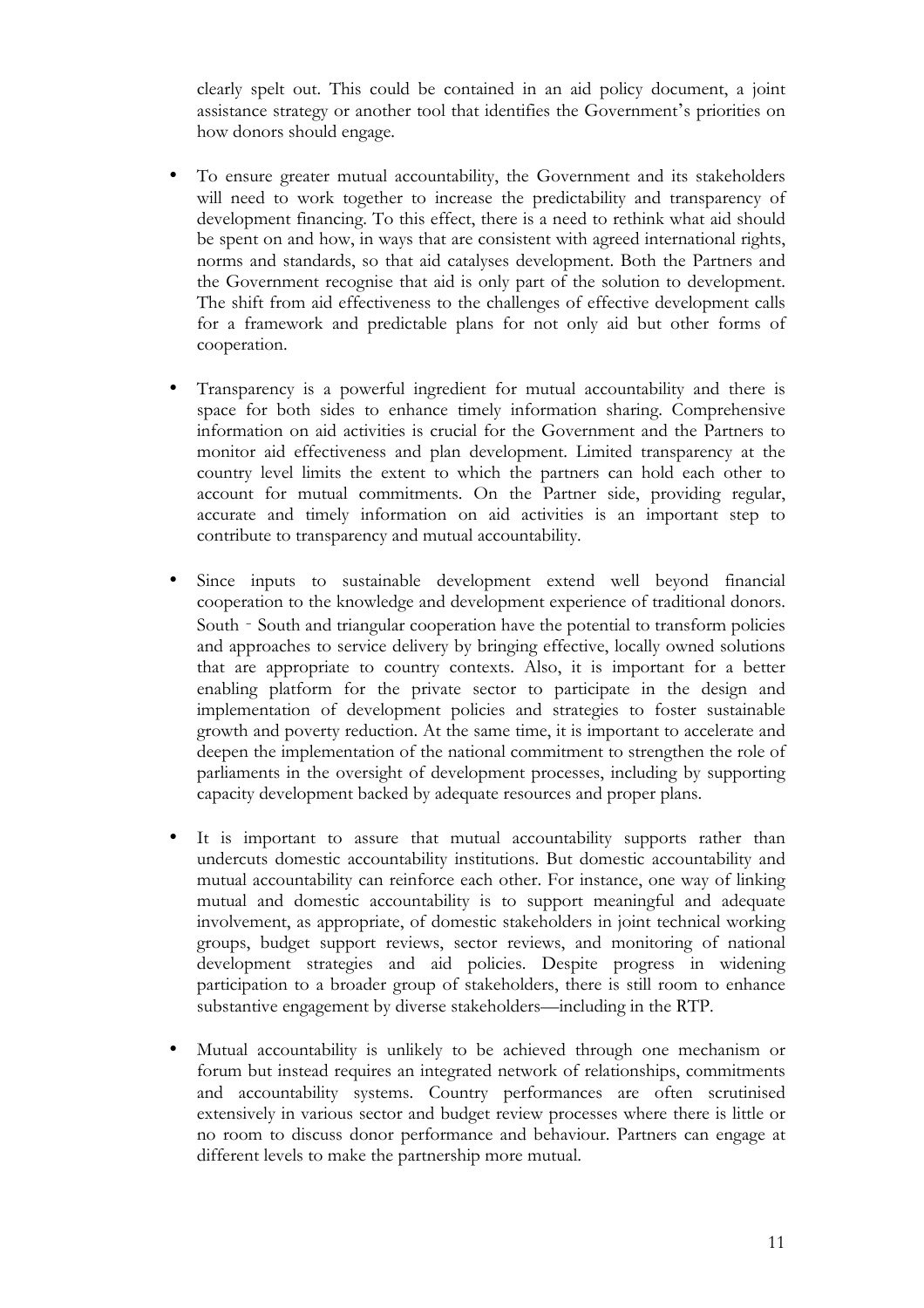clearly spelt out. This could be contained in an aid policy document, a joint assistance strategy or another tool that identifies the Government's priorities on how donors should engage.

- To ensure greater mutual accountability, the Government and its stakeholders will need to work together to increase the predictability and transparency of development financing. To this effect, there is a need to rethink what aid should be spent on and how, in ways that are consistent with agreed international rights, norms and standards, so that aid catalyses development. Both the Partners and the Government recognise that aid is only part of the solution to development. The shift from aid effectiveness to the challenges of effective development calls for a framework and predictable plans for not only aid but other forms of cooperation.

- Transparency is a powerful ingredient for mutual accountability and there is space for both sides to enhance timely information sharing. Comprehensive information on aid activities is crucial for the Government and the Partners to monitor aid effectiveness and plan development. Limited transparency at the country level limits the extent to which the partners can hold each other to account for mutual commitments. On the Partner side, providing regular, accurate and timely information on aid activities is an important step to contribute to transparency and mutual accountability.

- Since inputs to sustainable development extend well beyond financial cooperation to the knowledge and development experience of traditional donors. South - South and triangular cooperation have the potential to transform policies and approaches to service delivery by bringing effective, locally owned solutions that are appropriate to country contexts. Also, it is important for a better enabling platform for the private sector to participate in the design and implementation of development policies and strategies to foster sustainable growth and poverty reduction. At the same time, it is important to accelerate and deepen the implementation of the national commitment to strengthen the role of parliaments in the oversight of development processes, including by supporting capacity development backed by adequate resources and proper plans.

- It is important to assure that mutual accountability supports rather than undercuts domestic accountability institutions. But domestic accountability and mutual accountability can reinforce each other. For instance, one way of linking mutual and domestic accountability is to support meaningful and adequate involvement, as appropriate, of domestic stakeholders in joint technical working groups, budget support reviews, sector reviews, and monitoring of national development strategies and aid policies. Despite progress in widening participation to a broader group of stakeholders, there is still room to enhance substantive engagement by diverse stakeholders—including in the RTP.

- Mutual accountability is unlikely to be achieved through one mechanism or forum but instead requires an integrated network of relationships, commitments and accountability systems. Country performances are often scrutinised extensively in various sector and budget review processes where there is little or no room to discuss donor performance and behaviour. Partners can engage at different levels to make the partnership more mutual.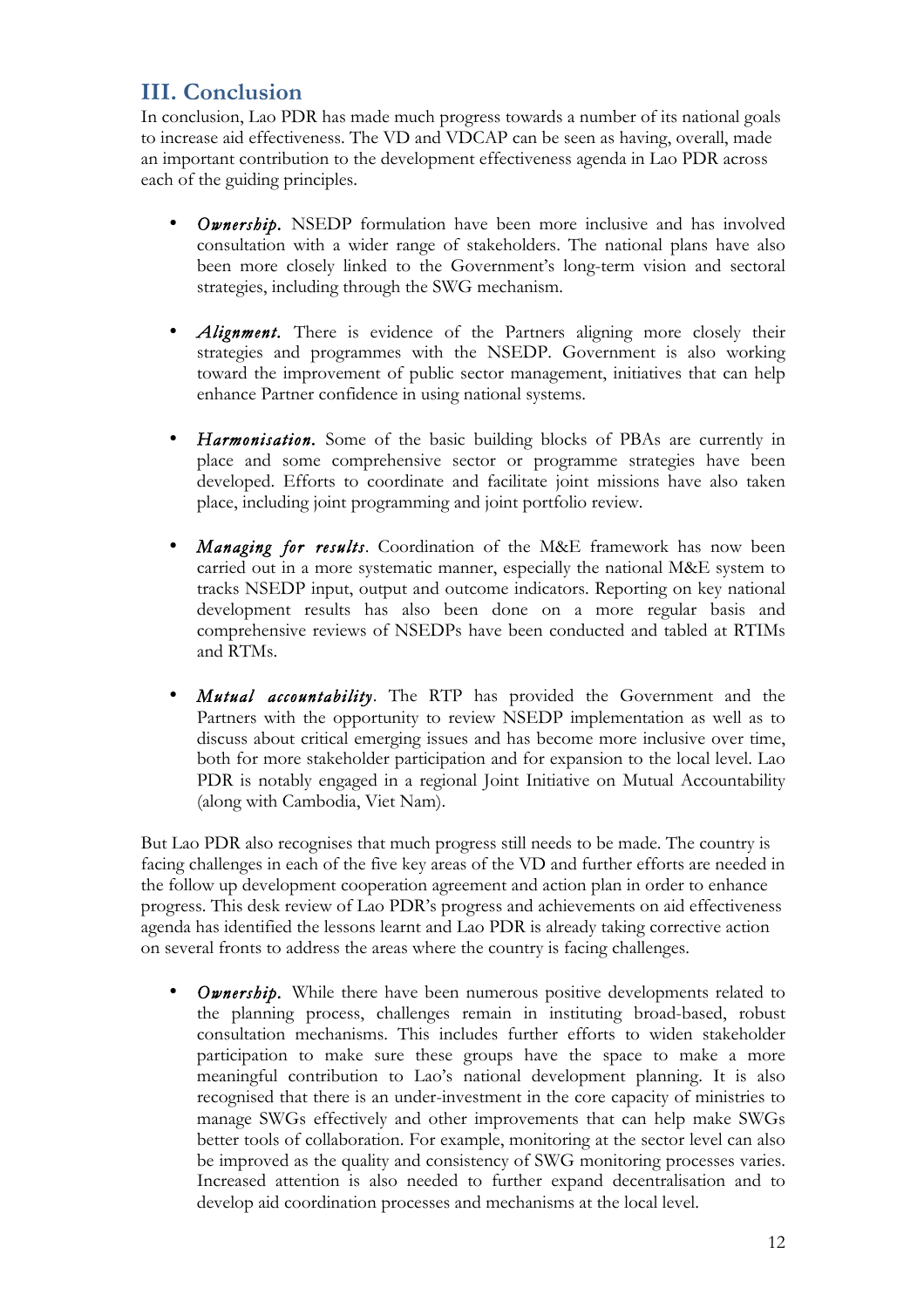## III. Conclusion

In conclusion, Lao PDR has made much progress towards a number of its national goals to increase aid effectiveness. The VD and VDCAP can be seen as having, overall, made an important contribution to the development effectiveness agenda in Lao PDR across each of the guiding principles.

- ***Ownership.*** NSEDP formulation have been more inclusive and has involved consultation with a wider range of stakeholders. The national plans have also been more closely linked to the Government's long-term vision and sectoral strategies, including through the SWG mechanism.

- ***Alignment.*** There is evidence of the Partners aligning more closely their strategies and programmes with the NSEDP. Government is also working toward the improvement of public sector management, initiatives that can help enhance Partner confidence in using national systems.

- ***Harmonisation.*** Some of the basic building blocks of PBAs are currently in place and some comprehensive sector or programme strategies have been developed. Efforts to coordinate and facilitate joint missions have also taken place, including joint programming and joint portfolio review.

- ***Managing for results***. Coordination of the M&E framework has now been carried out in a more systematic manner, especially the national M&E system to tracks NSEDP input, output and outcome indicators. Reporting on key national development results has also been done on a more regular basis and comprehensive reviews of NSEDPs have been conducted and tabled at RTIMs and RTMs.

- ***Mutual accountability***. The RTP has provided the Government and the Partners with the opportunity to review NSEDP implementation as well as to discuss about critical emerging issues and has become more inclusive over time, both for more stakeholder participation and for expansion to the local level. Lao PDR is notably engaged in a regional Joint Initiative on Mutual Accountability (along with Cambodia, Viet Nam).

But Lao PDR also recognises that much progress still needs to be made. The country is facing challenges in each of the five key areas of the VD and further efforts are needed in the follow up development cooperation agreement and action plan in order to enhance progress. This desk review of Lao PDR's progress and achievements on aid effectiveness agenda has identified the lessons learnt and Lao PDR is already taking corrective action on several fronts to address the areas where the country is facing challenges.

- ***Ownership.*** While there have been numerous positive developments related to the planning process, challenges remain in instituting broad-based, robust consultation mechanisms. This includes further efforts to widen stakeholder participation to make sure these groups have the space to make a more meaningful contribution to Lao's national development planning. It is also recognised that there is an under-investment in the core capacity of ministries to manage SWGs effectively and other improvements that can help make SWGs better tools of collaboration. For example, monitoring at the sector level can also be improved as the quality and consistency of SWG monitoring processes varies. Increased attention is also needed to further expand decentralisation and to develop aid coordination processes and mechanisms at the local level.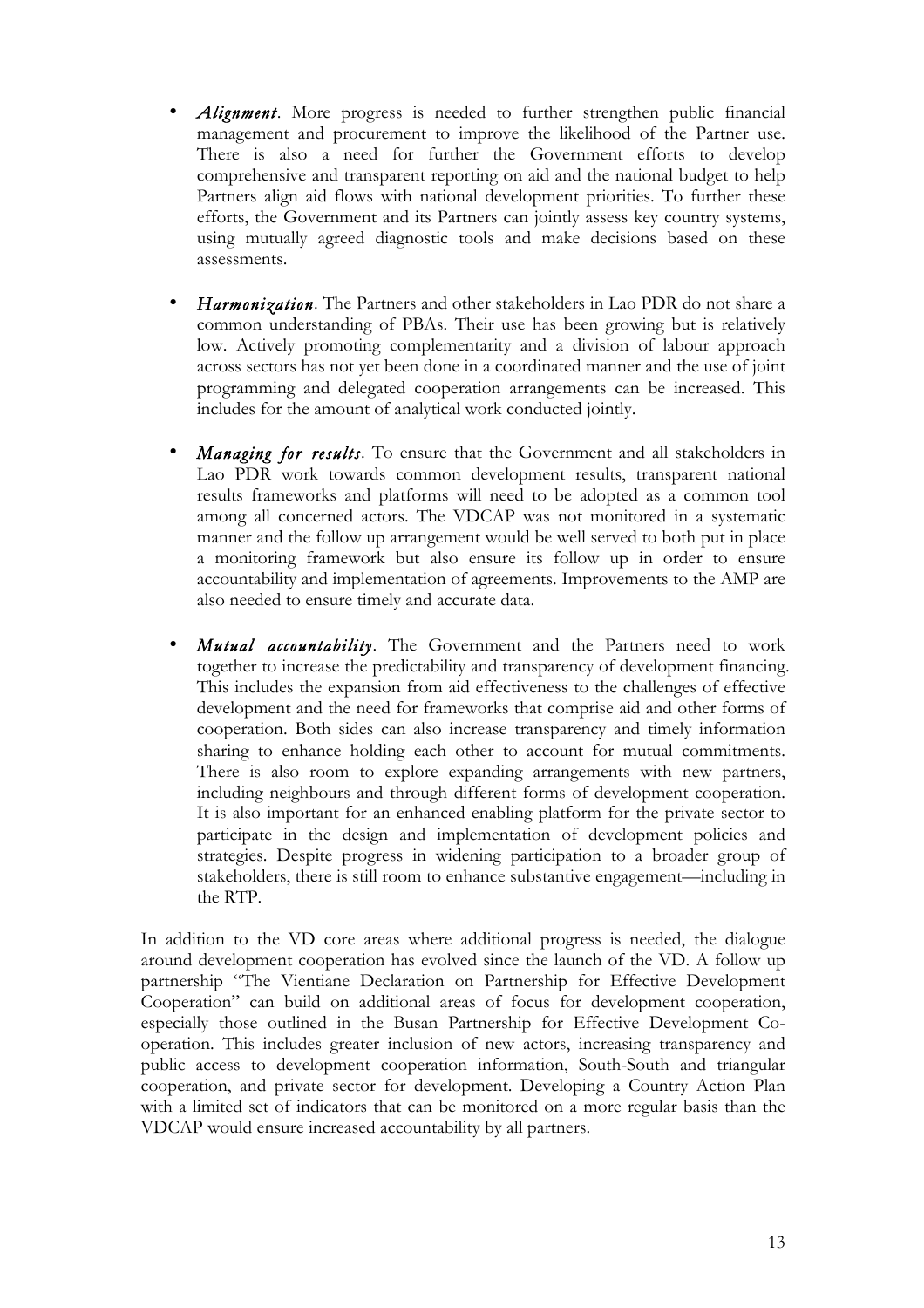- ***Alignment***. More progress is needed to further strengthen public financial management and procurement to improve the likelihood of the Partner use. There is also a need for further the Government efforts to develop comprehensive and transparent reporting on aid and the national budget to help Partners align aid flows with national development priorities. To further these efforts, the Government and its Partners can jointly assess key country systems, using mutually agreed diagnostic tools and make decisions based on these assessments.

- ***Harmonization***. The Partners and other stakeholders in Lao PDR do not share a common understanding of PBAs. Their use has been growing but is relatively low. Actively promoting complementarity and a division of labour approach across sectors has not yet been done in a coordinated manner and the use of joint programming and delegated cooperation arrangements can be increased. This includes for the amount of analytical work conducted jointly.

- ***Managing for results***. To ensure that the Government and all stakeholders in Lao PDR work towards common development results, transparent national results frameworks and platforms will need to be adopted as a common tool among all concerned actors. The VDCAP was not monitored in a systematic manner and the follow up arrangement would be well served to both put in place a monitoring framework but also ensure its follow up in order to ensure accountability and implementation of agreements. Improvements to the AMP are also needed to ensure timely and accurate data.

- ***Mutual accountability***. The Government and the Partners need to work together to increase the predictability and transparency of development financing. This includes the expansion from aid effectiveness to the challenges of effective development and the need for frameworks that comprise aid and other forms of cooperation. Both sides can also increase transparency and timely information sharing to enhance holding each other to account for mutual commitments. There is also room to explore expanding arrangements with new partners, including neighbours and through different forms of development cooperation. It is also important for an enhanced enabling platform for the private sector to participate in the design and implementation of development policies and strategies. Despite progress in widening participation to a broader group of stakeholders, there is still room to enhance substantive engagement—including in the RTP.

In addition to the VD core areas where additional progress is needed, the dialogue around development cooperation has evolved since the launch of the VD. A follow up partnership "The Vientiane Declaration on Partnership for Effective Development Cooperation" can build on additional areas of focus for development cooperation, especially those outlined in the Busan Partnership for Effective Development Co-operation. This includes greater inclusion of new actors, increasing transparency and public access to development cooperation information, South-South and triangular cooperation, and private sector for development. Developing a Country Action Plan with a limited set of indicators that can be monitored on a more regular basis than the VDCAP would ensure increased accountability by all partners.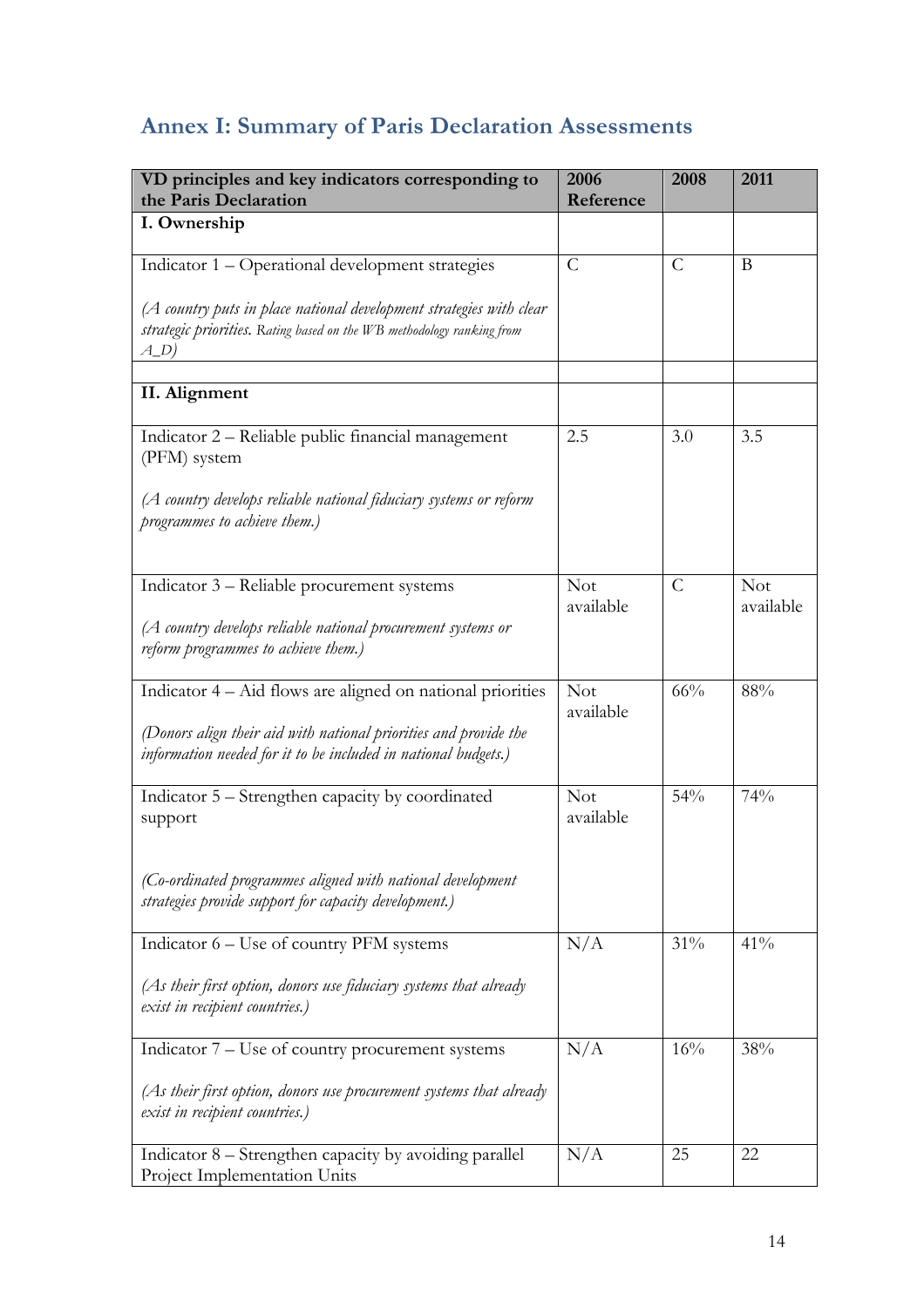## Annex I: Summary of Paris Declaration Assessments

| VD principles and key indicators corresponding to the Paris Declaration | 2006 Reference | 2008 | 2011 |
|---|---|---|---|
| **I. Ownership** | | | |
| Indicator 1 – Operational development strategies<br><br>*(A country puts in place national development strategies with clear strategic priorities. Rating based on the WB methodology ranking from A_D)* | C | C | B |
| | | | |
| **II. Alignment** | | | |
| Indicator 2 – Reliable public financial management (PFM) system<br><br>*(A country develops reliable national fiduciary systems or reform programmes to achieve them.)* | 2.5 | 3.0 | 3.5 |
| Indicator 3 – Reliable procurement systems<br><br>*(A country develops reliable national procurement systems or reform programmes to achieve them.)* | Not available | C | Not available |
| Indicator 4 – Aid flows are aligned on national priorities<br><br>*(Donors align their aid with national priorities and provide the information needed for it to be included in national budgets.)* | Not available | 66% | 88% |
| Indicator 5 – Strengthen capacity by coordinated support<br><br>*(Co-ordinated programmes aligned with national development strategies provide support for capacity development.)* | Not available | 54% | 74% |
| Indicator 6 – Use of country PFM systems<br><br>*(As their first option, donors use fiduciary systems that already exist in recipient countries.)* | N/A | 31% | 41% |
| Indicator 7 – Use of country procurement systems<br><br>*(As their first option, donors use procurement systems that already exist in recipient countries.)* | N/A | 16% | 38% |
| Indicator 8 – Strengthen capacity by avoiding parallel Project Implementation Units | N/A | 25 | 22 |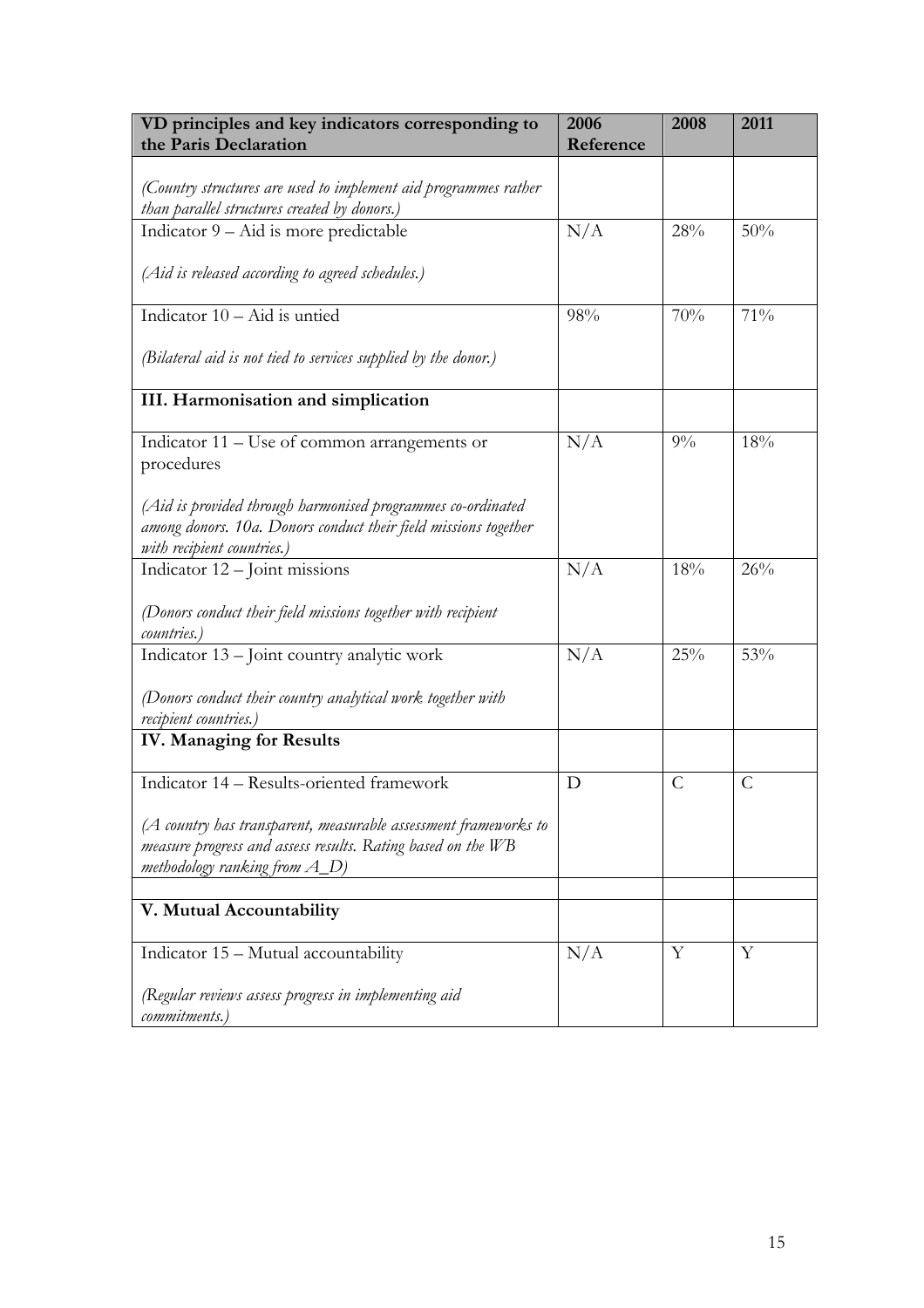| VD principles and key indicators corresponding to the Paris Declaration | 2006 Reference | 2008 | 2011 |
|---|---|---|---|
| *(Country structures are used to implement aid programmes rather than parallel structures created by donors.)* | | | |
| Indicator 9 – Aid is more predictable<br><br>*(Aid is released according to agreed schedules.)* | N/A | 28% | 50% |
| Indicator 10 – Aid is untied<br><br>*(Bilateral aid is not tied to services supplied by the donor.)* | 98% | 70% | 71% |
| **III. Harmonisation and simplication** | | | |
| Indicator 11 – Use of common arrangements or procedures<br><br>*(Aid is provided through harmonised programmes co-ordinated among donors. 10a. Donors conduct their field missions together with recipient countries.)* | N/A | 9% | 18% |
| Indicator 12 – Joint missions<br><br>*(Donors conduct their field missions together with recipient countries.)* | N/A | 18% | 26% |
| Indicator 13 – Joint country analytic work<br><br>*(Donors conduct their country analytical work together with recipient countries.)* | N/A | 25% | 53% |
| **IV. Managing for Results** | | | |
| Indicator 14 – Results-oriented framework<br><br>*(A country has transparent, measurable assessment frameworks to measure progress and assess results. Rating based on the WB methodology ranking from A_D)* | D | C | C |
| | | | |
| **V. Mutual Accountability** | | | |
| Indicator 15 – Mutual accountability<br><br>*(Regular reviews assess progress in implementing aid commitments.)* | N/A | Y | Y |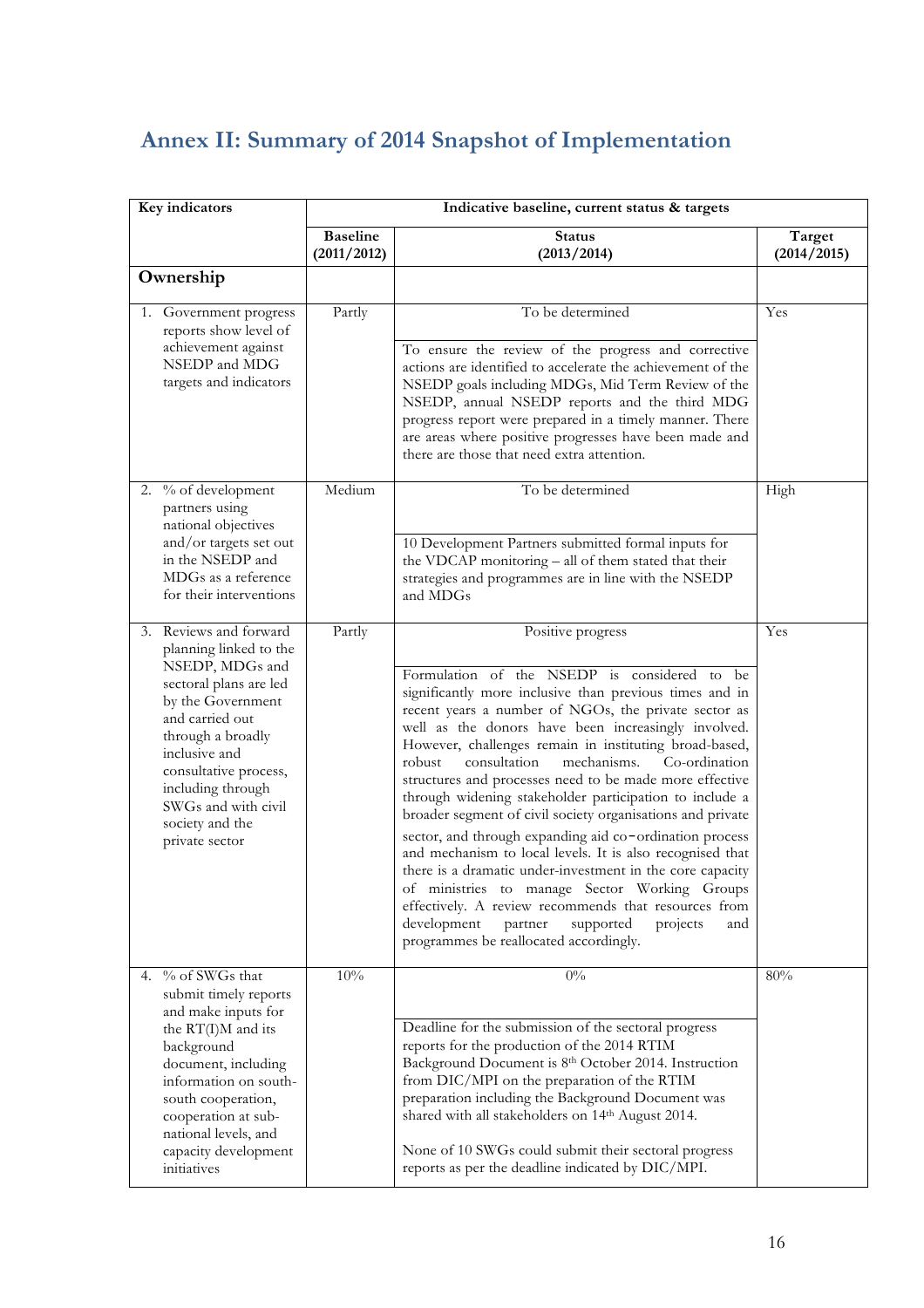## Annex II: Summary of 2014 Snapshot of Implementation

| Key indicators | Indicative baseline, current status & targets | | |
|---|---|---|---|
| | **Baseline (2011/2012)** | **Status (2013/2014)** | **Target (2014/2015)** |
| **Ownership** | | | |
| 1. Government progress reports show level of achievement against NSEDP and MDG targets and indicators | Partly | To be determined<br><br>To ensure the review of the progress and corrective actions are identified to accelerate the achievement of the NSEDP goals including MDGs, Mid Term Review of the NSEDP, annual NSEDP reports and the third MDG progress report were prepared in a timely manner. There are areas where positive progresses have been made and there are those that need extra attention. | Yes |
| 2. % of development partners using national objectives and/or targets set out in the NSEDP and MDGs as a reference for their interventions | Medium | To be determined<br><br>10 Development Partners submitted formal inputs for the VDCAP monitoring – all of them stated that their strategies and programmes are in line with the NSEDP and MDGs | High |
| 3. Reviews and forward planning linked to the NSEDP, MDGs and sectoral plans are led by the Government and carried out through a broadly inclusive and consultative process, including through SWGs and with civil society and the private sector | Partly | Positive progress<br><br>Formulation of the NSEDP is considered to be significantly more inclusive than previous times and in recent years a number of NGOs, the private sector as well as the donors have been increasingly involved. However, challenges remain in instituting broad-based, robust consultation mechanisms. Co-ordination structures and processes need to be made more effective through widening stakeholder participation to include a broader segment of civil society organisations and private sector, and through expanding aid co-ordination process and mechanism to local levels. It is also recognised that there is a dramatic under-investment in the core capacity of ministries to manage Sector Working Groups effectively. A review recommends that resources from development partner supported projects and programmes be reallocated accordingly. | Yes |
| 4. % of SWGs that submit timely reports and make inputs for the RT(I)M and its background document, including information on south-south cooperation, cooperation at sub-national levels, and capacity development initiatives | 10% | 0%<br><br>Deadline for the submission of the sectoral progress reports for the production of the 2014 RTIM Background Document is 8th October 2014. Instruction from DIC/MPI on the preparation of the RTIM preparation including the Background Document was shared with all stakeholders on 14th August 2014.<br><br>None of 10 SWGs could submit their sectoral progress reports as per the deadline indicated by DIC/MPI. | 80% |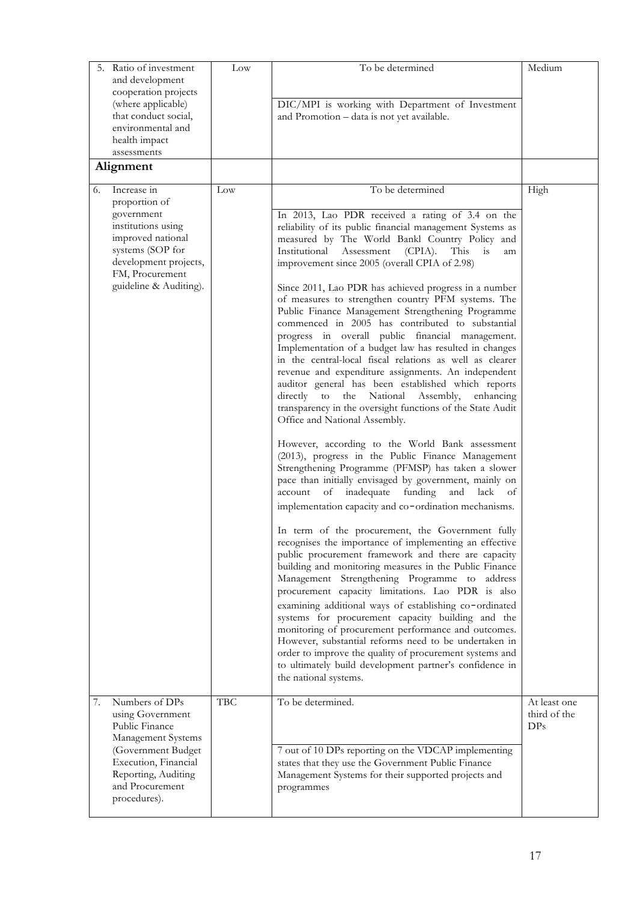| | | | |
|---|---|---|---|
| 5. Ratio of investment and development cooperation projects (where applicable) that conduct social, environmental and health impact assessments | Low | To be determined<br><br>DIC/MPI is working with Department of Investment and Promotion – data is not yet available. | Medium |
| **Alignment** | | | |
| 6. Increase in proportion of government institutions using improved national systems (SOP for development projects, FM, Procurement guideline & Auditing). | Low | To be determined<br><br>In 2013, Lao PDR received a rating of 3.4 on the reliability of its public financial management Systems as measured by The World Bankl Country Policy and Institutional Assessment (CPIA). This is am improvement since 2005 (overall CPIA of 2.98)<br><br>Since 2011, Lao PDR has achieved progress in a number of measures to strengthen country PFM systems. The Public Finance Management Strengthening Programme commenced in 2005 has contributed to substantial progress in overall public financial management. Implementation of a budget law has resulted in changes in the central-local fiscal relations as well as clearer revenue and expenditure assignments. An independent auditor general has been established which reports directly to the National Assembly, enhancing transparency in the oversight functions of the State Audit Office and National Assembly.<br><br>However, according to the World Bank assessment (2013), progress in the Public Finance Management Strengthening Programme (PFMSP) has taken a slower pace than initially envisaged by government, mainly on account of inadequate funding and lack of implementation capacity and co-ordination mechanisms.<br><br>In term of the procurement, the Government fully recognises the importance of implementing an effective public procurement framework and there are capacity building and monitoring measures in the Public Finance Management Strengthening Programme to address procurement capacity limitations. Lao PDR is also examining additional ways of establishing co-ordinated systems for procurement capacity building and the monitoring of procurement performance and outcomes. However, substantial reforms need to be undertaken in order to improve the quality of procurement systems and to ultimately build development partner's confidence in the national systems. | High |
| 7. Numbers of DPs using Government Public Finance Management Systems (Government Budget Execution, Financial Reporting, Auditing and Procurement procedures). | TBC | To be determined.<br><br>7 out of 10 DPs reporting on the VDCAP implementing states that they use the Government Public Finance Management Systems for their supported projects and programmes | At least one third of the DPs |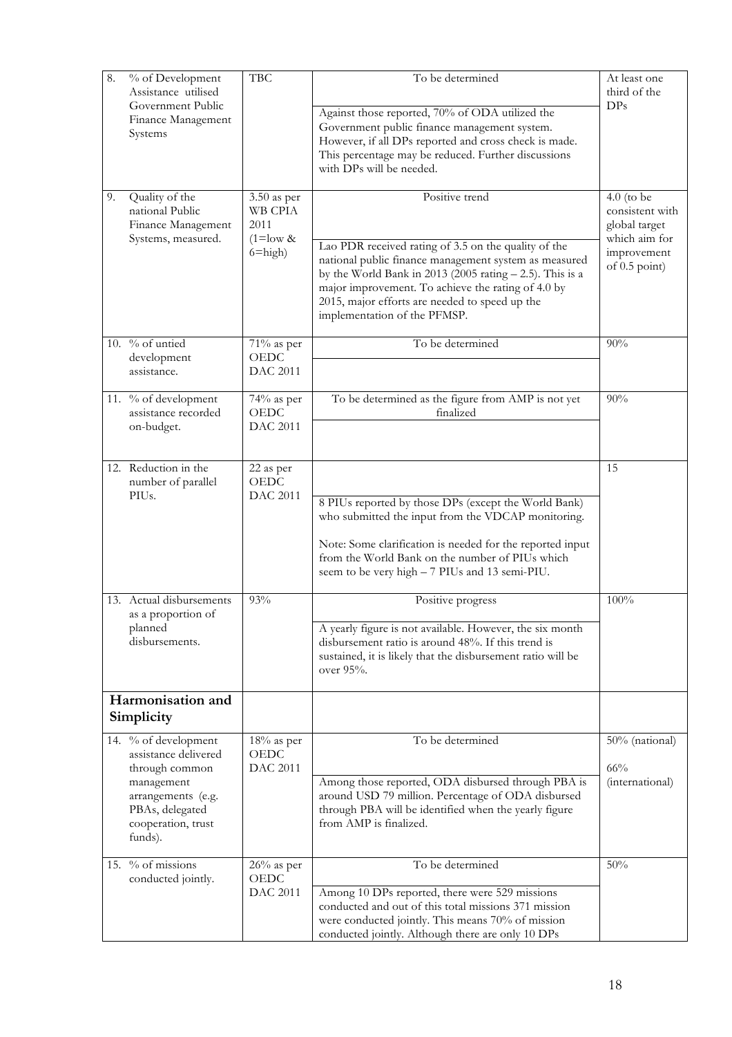| | | | |
|---|---|---|---|
| 8. % of Development Assistance utilised Government Public Finance Management Systems | TBC | To be determined<br><br>Against those reported, 70% of ODA utilized the Government public finance management system. However, if all DPs reported and cross check is made. This percentage may be reduced. Further discussions with DPs will be needed. | At least one third of the DPs |
| 9. Quality of the national Public Finance Management Systems, measured. | 3.50 as per WB CPIA 2011 (1=low & 6=high) | Positive trend<br><br>Lao PDR received rating of 3.5 on the quality of the national public finance management system as measured by the World Bank in 2013 (2005 rating – 2.5). This is a major improvement. To achieve the rating of 4.0 by 2015, major efforts are needed to speed up the implementation of the PFMSP. | 4.0 (to be consistent with global target which aim for improvement of 0.5 point) |
| 10. % of untied development assistance. | 71% as per OEDC DAC 2011 | To be determined | 90% |
| 11. % of development assistance recorded on-budget. | 74% as per OEDC DAC 2011 | To be determined as the figure from AMP is not yet finalized | 90% |
| 12. Reduction in the number of parallel PIUs. | 22 as per OEDC DAC 2011 | 8 PIUs reported by those DPs (except the World Bank) who submitted the input from the VDCAP monitoring.<br><br>Note: Some clarification is needed for the reported input from the World Bank on the number of PIUs which seem to be very high – 7 PIUs and 13 semi-PIU. | 15 |
| 13. Actual disbursements as a proportion of planned disbursements. | 93% | Positive progress<br><br>A yearly figure is not available. However, the six month disbursement ratio is around 48%. If this trend is sustained, it is likely that the disbursement ratio will be over 95%. | 100% |
| **Harmonisation and Simplicity** | | | |
| 14. % of development assistance delivered through common management arrangements (e.g. PBAs, delegated cooperation, trust funds). | 18% as per OEDC DAC 2011 | To be determined<br><br>Among those reported, ODA disbursed through PBA is around USD 79 million. Percentage of ODA disbursed through PBA will be identified when the yearly figure from AMP is finalized. | 50% (national)<br><br>66% (international) |
| 15. % of missions conducted jointly. | 26% as per OEDC DAC 2011 | To be determined<br><br>Among 10 DPs reported, there were 529 missions conducted and out of this total missions 371 mission were conducted jointly. This means 70% of mission conducted jointly. Although there are only 10 DPs | 50% |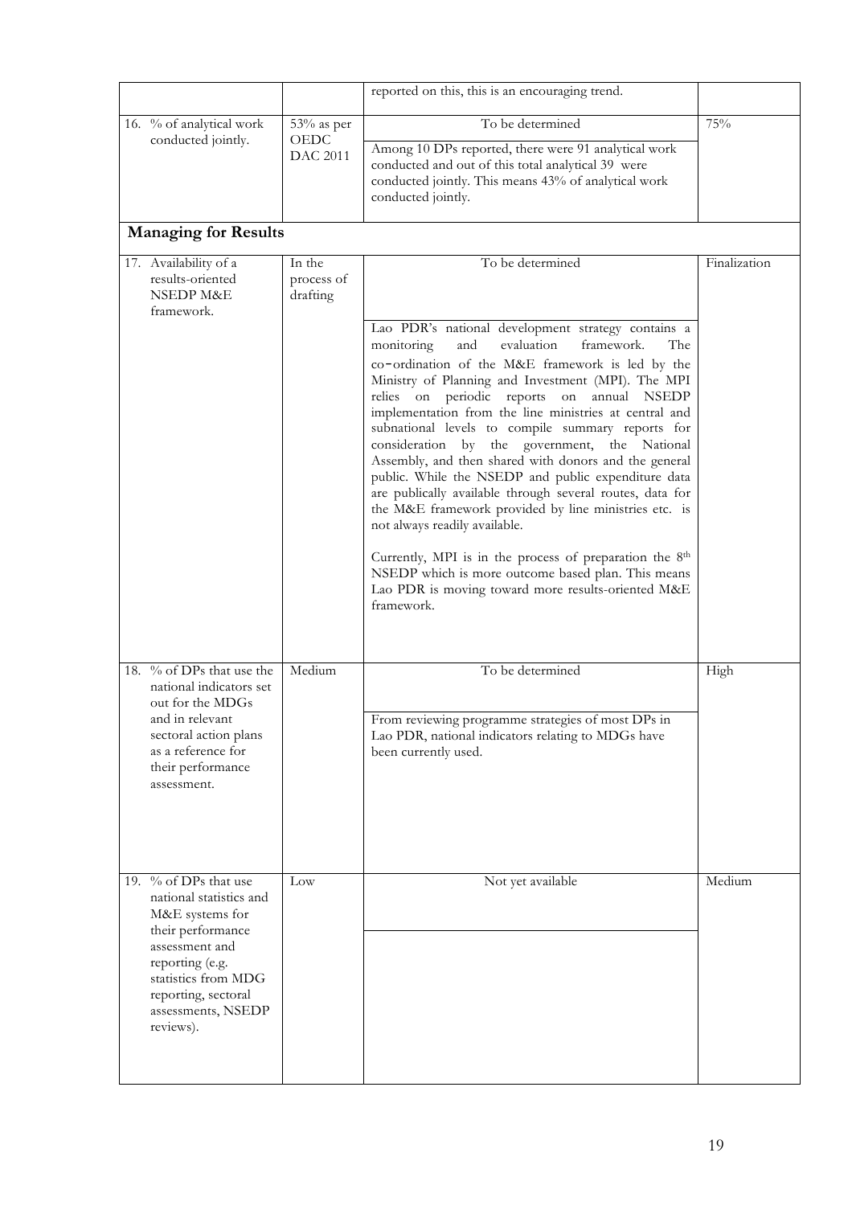| | | | |
|---|---|---|---|
| | | reported on this, this is an encouraging trend. | |
| 16. % of analytical work conducted jointly. | 53% as per OEDC DAC 2011 | To be determined<br><br>Among 10 DPs reported, there were 91 analytical work conducted and out of this total analytical 39 were conducted jointly. This means 43% of analytical work conducted jointly. | 75% |
| **Managing for Results** | | | |
| 17. Availability of a results-oriented NSEDP M&E framework. | In the process of drafting | To be determined<br><br>Lao PDR's national development strategy contains a monitoring and evaluation framework. The co-ordination of the M&E framework is led by the Ministry of Planning and Investment (MPI). The MPI relies on periodic reports on annual NSEDP implementation from the line ministries at central and subnational levels to compile summary reports for consideration by the government, the National Assembly, and then shared with donors and the general public. While the NSEDP and public expenditure data are publically available through several routes, data for the M&E framework provided by line ministries etc. is not always readily available.<br><br>Currently, MPI is in the process of preparation the 8th NSEDP which is more outcome based plan. This means Lao PDR is moving toward more results-oriented M&E framework. | Finalization |
| 18. % of DPs that use the national indicators set out for the MDGs and in relevant sectoral action plans as a reference for their performance assessment. | Medium | To be determined<br><br>From reviewing programme strategies of most DPs in Lao PDR, national indicators relating to MDGs have been currently used. | High |
| 19. % of DPs that use national statistics and M&E systems for their performance assessment and reporting (e.g. statistics from MDG reporting, sectoral assessments, NSEDP reviews). | Low | Not yet available | Medium |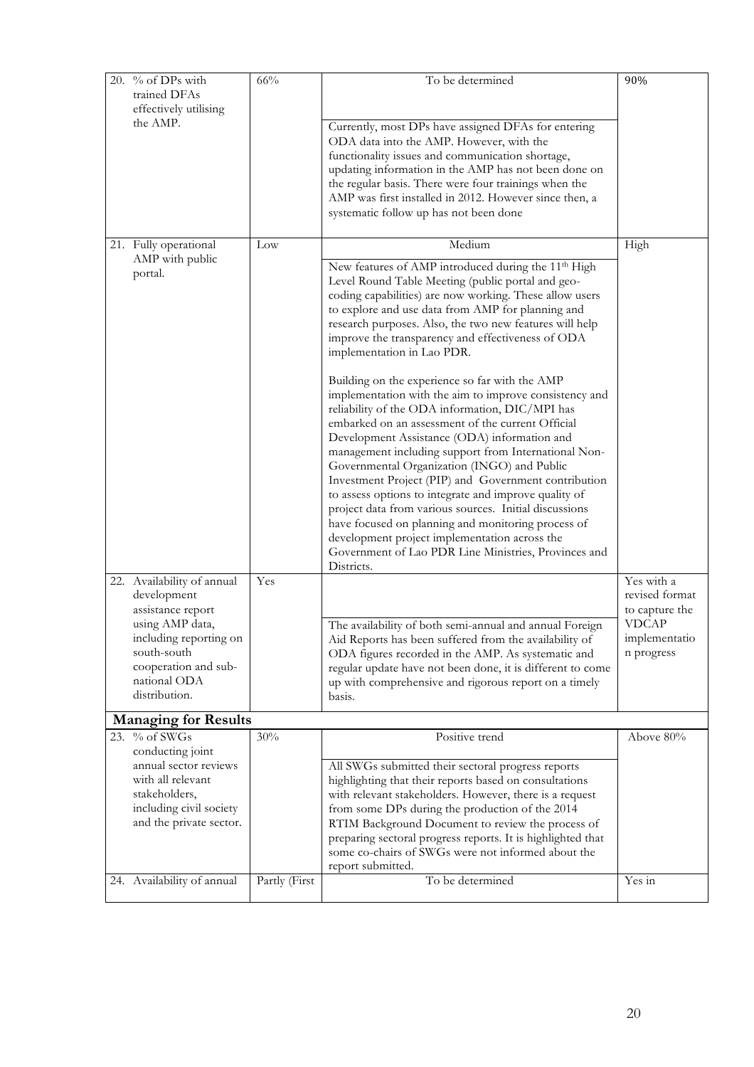| | | | |
|---|---|---|---|
| 20. % of DPs with trained DFAs effectively utilising the AMP. | 66% | To be determined<br><br>Currently, most DPs have assigned DFAs for entering ODA data into the AMP. However, with the functionality issues and communication shortage, updating information in the AMP has not been done on the regular basis. There were four trainings when the AMP was first installed in 2012. However since then, a systematic follow up has not been done | 90% |
| 21. Fully operational AMP with public portal. | Low | Medium<br><br>New features of AMP introduced during the 11th High Level Round Table Meeting (public portal and geo-coding capabilities) are now working. These allow users to explore and use data from AMP for planning and research purposes. Also, the two new features will help improve the transparency and effectiveness of ODA implementation in Lao PDR.<br><br>Building on the experience so far with the AMP implementation with the aim to improve consistency and reliability of the ODA information, DIC/MPI has embarked on an assessment of the current Official Development Assistance (ODA) information and management including support from International Non-Governmental Organization (INGO) and Public Investment Project (PIP) and Government contribution to assess options to integrate and improve quality of project data from various sources. Initial discussions have focused on planning and monitoring process of development project implementation across the Government of Lao PDR Line Ministries, Provinces and Districts. | High |
| 22. Availability of annual development assistance report using AMP data, including reporting on south-south cooperation and sub-national ODA distribution. | Yes | The availability of both semi-annual and annual Foreign Aid Reports has been suffered from the availability of ODA figures recorded in the AMP. As systematic and regular update have not been done, it is different to come up with comprehensive and rigorous report on a timely basis. | Yes with a revised format to capture the VDCAP implementation progress |
| **Managing for Results** | | | |
| 23. % of SWGs conducting joint annual sector reviews with all relevant stakeholders, including civil society and the private sector. | 30% | Positive trend<br><br>All SWGs submitted their sectoral progress reports highlighting that their reports based on consultations with relevant stakeholders. However, there is a request from some DPs during the production of the 2014 RTIM Background Document to review the process of preparing sectoral progress reports. It is highlighted that some co-chairs of SWGs were not informed about the report submitted. | Above 80% |
| 24. Availability of annual | Partly (First | To be determined | Yes in |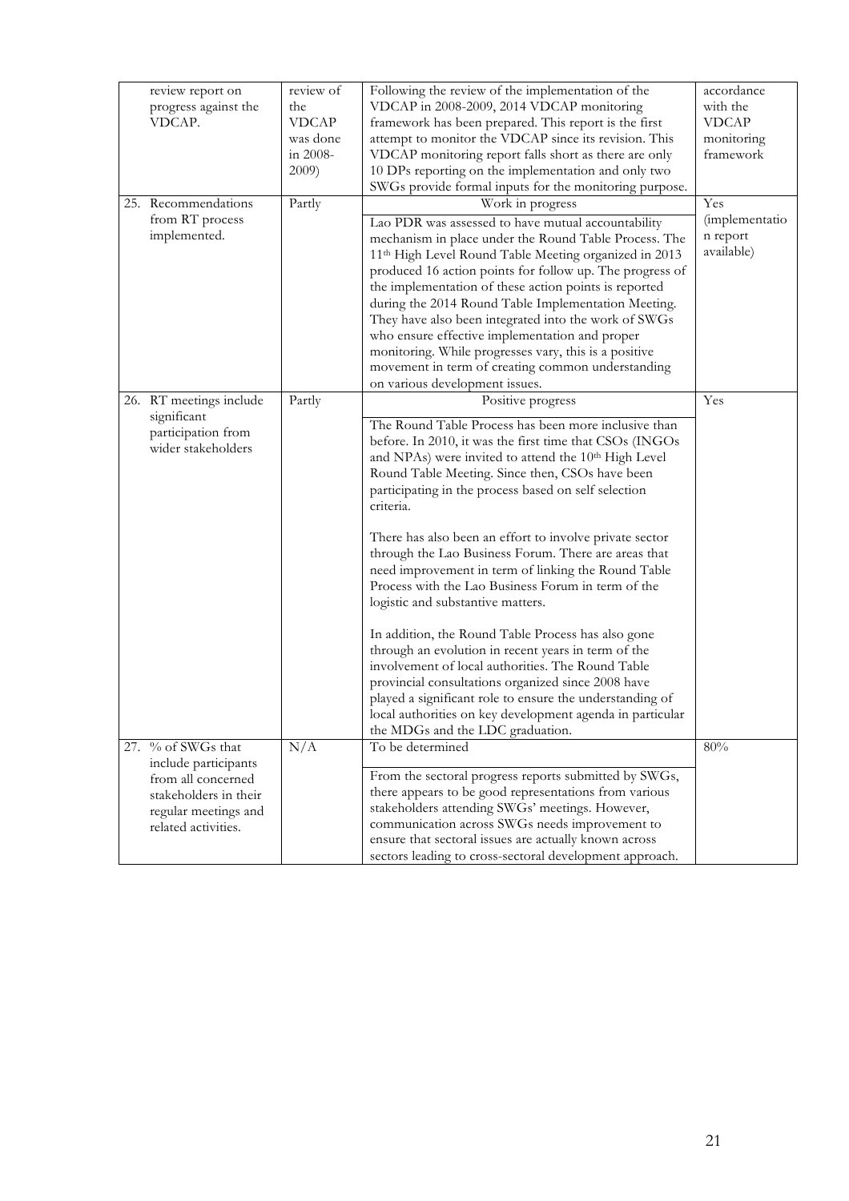| | | | |
|---|---|---|---|
| review report on progress against the VDCAP. | review of the VDCAP was done in 2008-2009) | Following the review of the implementation of the VDCAP in 2008-2009, 2014 VDCAP monitoring framework has been prepared. This report is the first attempt to monitor the VDCAP since its revision. This VDCAP monitoring report falls short as there are only 10 DPs reporting on the implementation and only two SWGs provide formal inputs for the monitoring purpose. | accordance with the VDCAP monitoring framework |
| 25. Recommendations from RT process implemented. | Partly | Work in progress<br><br>Lao PDR was assessed to have mutual accountability mechanism in place under the Round Table Process. The 11th High Level Round Table Meeting organized in 2013 produced 16 action points for follow up. The progress of the implementation of these action points is reported during the 2014 Round Table Implementation Meeting. They have also been integrated into the work of SWGs who ensure effective implementation and proper monitoring. While progresses vary, this is a positive movement in term of creating common understanding on various development issues. | Yes (implementation report available) |
| 26. RT meetings include significant participation from wider stakeholders | Partly | Positive progress<br><br>The Round Table Process has been more inclusive than before. In 2010, it was the first time that CSOs (INGOs and NPAs) were invited to attend the 10th High Level Round Table Meeting. Since then, CSOs have been participating in the process based on self selection criteria.<br><br>There has also been an effort to involve private sector through the Lao Business Forum. There are areas that need improvement in term of linking the Round Table Process with the Lao Business Forum in term of the logistic and substantive matters.<br><br>In addition, the Round Table Process has also gone through an evolution in recent years in term of the involvement of local authorities. The Round Table provincial consultations organized since 2008 have played a significant role to ensure the understanding of local authorities on key development agenda in particular the MDGs and the LDC graduation. | Yes |
| 27. % of SWGs that include participants from all concerned stakeholders in their regular meetings and related activities. | N/A | To be determined<br><br>From the sectoral progress reports submitted by SWGs, there appears to be good representations from various stakeholders attending SWGs' meetings. However, communication across SWGs needs improvement to ensure that sectoral issues are actually known across sectors leading to cross-sectoral development approach. | 80% |